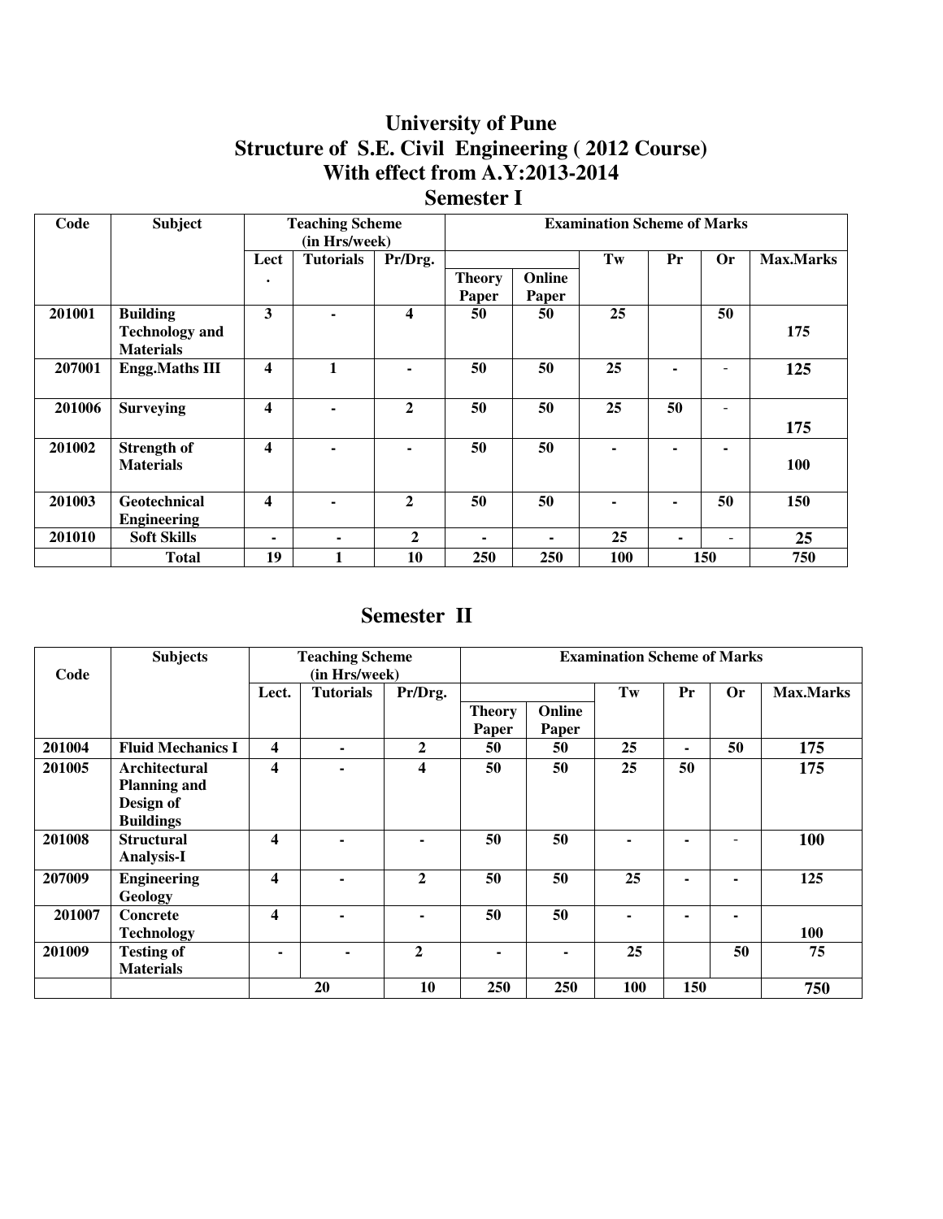# University of Pune
# Structure of S.E. Civil Engineering ( 2012 Course)
# With effect from A.Y:2013-2014

## Semester I

| Code | Subject | Teaching Scheme (in Hrs/week) | | | Examination Scheme of Marks | | | | | |
|---|---|---|---|---|---|---|---|---|---|---|
| | | Lect. | Tutorials | Pr/Drg. | Theory Paper | Online Paper | Tw | Pr | Or | Max.Marks |
| 201001 | Building Technology and Materials | 3 | - | 4 | 50 | 50 | 25 | | 50 | 175 |
| 207001 | Engg.Maths III | 4 | 1 | - | 50 | 50 | 25 | - | - | 125 |
| 201006 | Surveying | 4 | - | 2 | 50 | 50 | 25 | 50 | - | 175 |
| 201002 | Strength of Materials | 4 | - | - | 50 | 50 | - | - | - | 100 |
| 201003 | Geotechnical Engineering | 4 | - | 2 | 50 | 50 | - | - | 50 | 150 |
| 201010 | Soft Skills | - | - | 2 | - | - | 25 | - | - | 25 |
| | Total | 19 | 1 | 10 | 250 | 250 | 100 | 150 | | 750 |

## Semester II

| Code | Subjects | Teaching Scheme (in Hrs/week) | | | Examination Scheme of Marks | | | | | |
|---|---|---|---|---|---|---|---|---|---|---|
| | | Lect. | Tutorials | Pr/Drg. | Theory Paper | Online Paper | Tw | Pr | Or | Max.Marks |
| 201004 | Fluid Mechanics I | 4 | - | 2 | 50 | 50 | 25 | - | 50 | 175 |
| 201005 | Architectural Planning and Design of Buildings | 4 | - | 4 | 50 | 50 | 25 | 50 | | 175 |
| 201008 | Structural Analysis-I | 4 | - | - | 50 | 50 | - | - | - | 100 |
| 207009 | Engineering Geology | 4 | - | 2 | 50 | 50 | 25 | - | - | 125 |
| 201007 | Concrete Technology | 4 | - | - | 50 | 50 | - | - | - | 100 |
| 201009 | Testing of Materials | - | - | 2 | - | - | 25 | | 50 | 75 |
| | | 20 | | 10 | 250 | 250 | 100 | 150 | | 750 |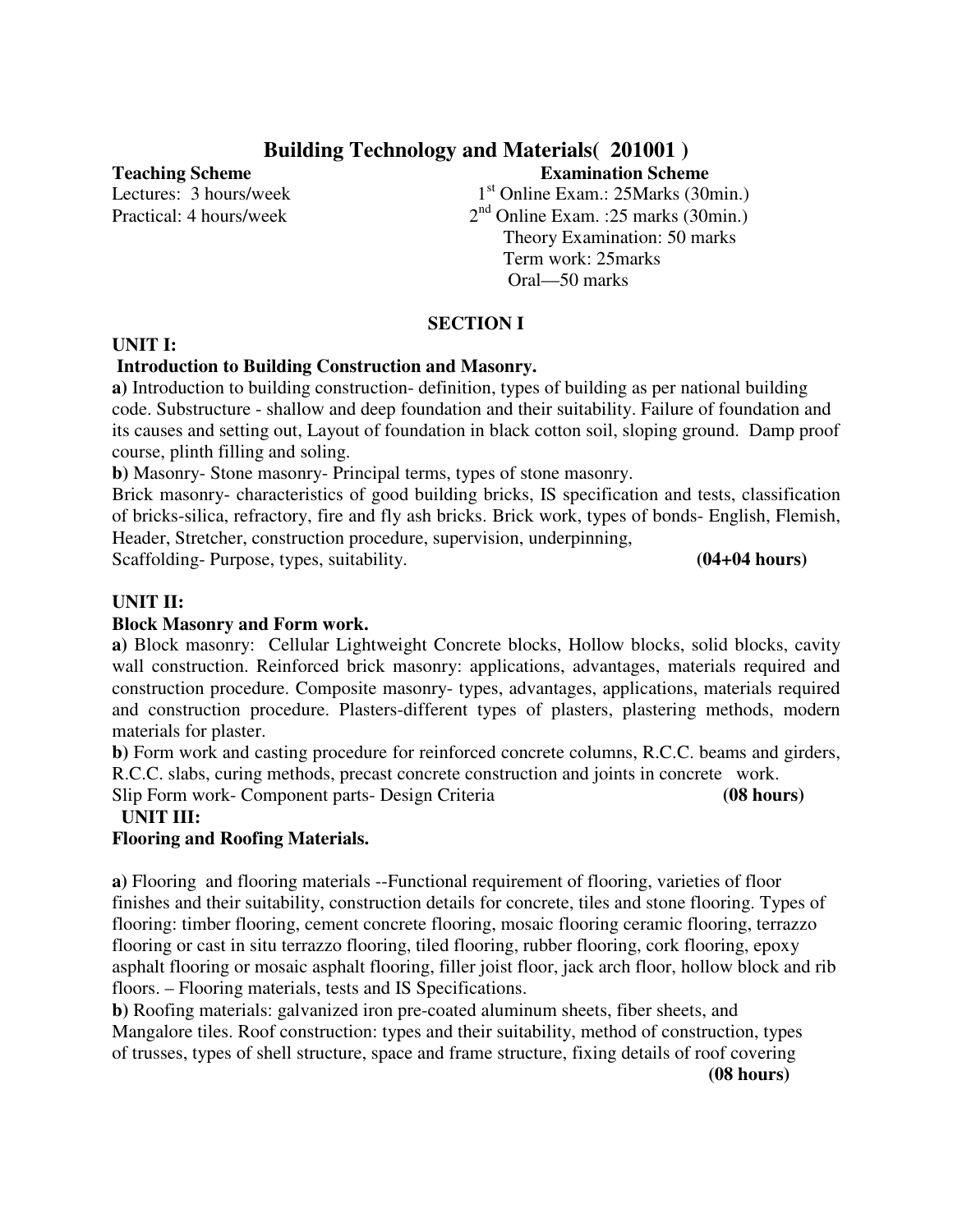# Building Technology and Materials( 201001 )

**Teaching Scheme**

Lectures: 3 hours/week

Practical: 4 hours/week

**Examination Scheme**

1st Online Exam.: 25Marks (30min.)

2nd Online Exam. :25 marks (30min.)

Theory Examination: 50 marks

Term work: 25marks

Oral—50 marks

## SECTION I

**UNIT I:**

**Introduction to Building Construction and Masonry.**

**a)** Introduction to building construction- definition, types of building as per national building code. Substructure - shallow and deep foundation and their suitability. Failure of foundation and its causes and setting out, Layout of foundation in black cotton soil, sloping ground. Damp proof course, plinth filling and soling.

**b)** Masonry- Stone masonry- Principal terms, types of stone masonry.

Brick masonry- characteristics of good building bricks, IS specification and tests, classification of bricks-silica, refractory, fire and fly ash bricks. Brick work, types of bonds- English, Flemish, Header, Stretcher, construction procedure, supervision, underpinning,

Scaffolding- Purpose, types, suitability. **(04+04 hours)**

**UNIT II:**

**Block Masonry and Form work.**

**a)** Block masonry: Cellular Lightweight Concrete blocks, Hollow blocks, solid blocks, cavity wall construction. Reinforced brick masonry: applications, advantages, materials required and construction procedure. Composite masonry- types, advantages, applications, materials required and construction procedure. Plasters-different types of plasters, plastering methods, modern materials for plaster.

**b)** Form work and casting procedure for reinforced concrete columns, R.C.C. beams and girders, R.C.C. slabs, curing methods, precast concrete construction and joints in concrete work.

Slip Form work- Component parts- Design Criteria **(08 hours)**

**UNIT III:**

**Flooring and Roofing Materials.**

**a)** Flooring and flooring materials --Functional requirement of flooring, varieties of floor finishes and their suitability, construction details for concrete, tiles and stone flooring. Types of flooring: timber flooring, cement concrete flooring, mosaic flooring ceramic flooring, terrazzo flooring or cast in situ terrazzo flooring, tiled flooring, rubber flooring, cork flooring, epoxy asphalt flooring or mosaic asphalt flooring, filler joist floor, jack arch floor, hollow block and rib floors. – Flooring materials, tests and IS Specifications.

**b)** Roofing materials: galvanized iron pre-coated aluminum sheets, fiber sheets, and Mangalore tiles. Roof construction: types and their suitability, method of construction, types of trusses, types of shell structure, space and frame structure, fixing details of roof covering **(08 hours)**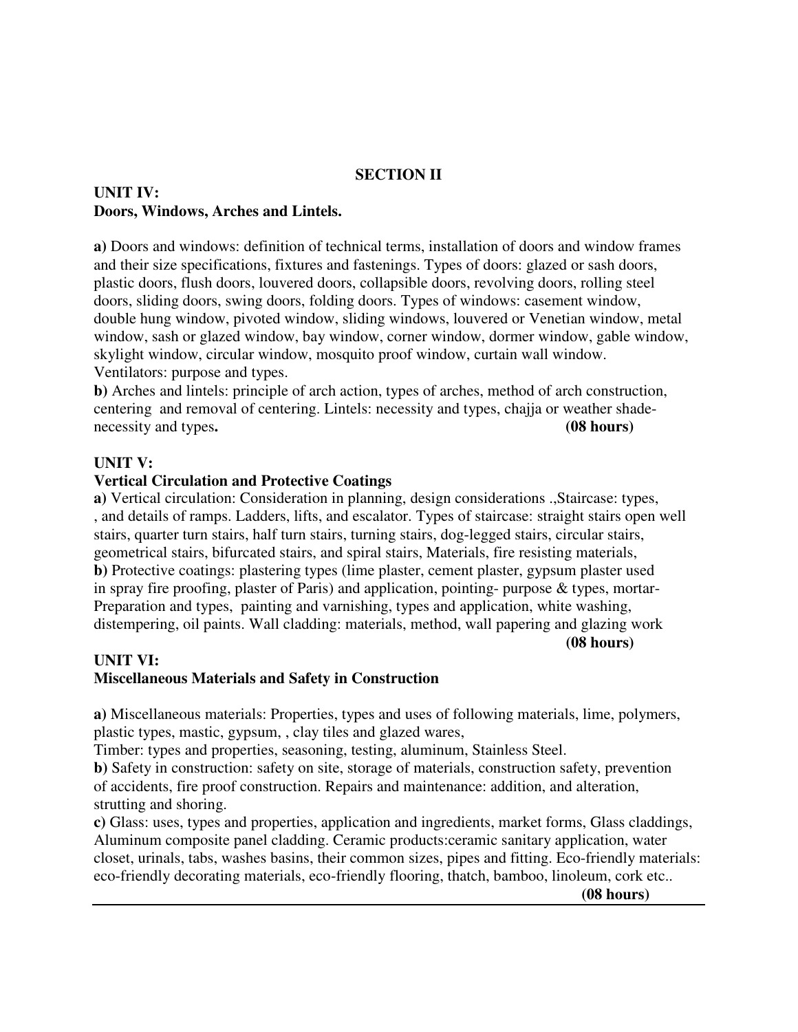## SECTION II

### UNIT IV:
### Doors, Windows, Arches and Lintels.

**a)** Doors and windows: definition of technical terms, installation of doors and window frames and their size specifications, fixtures and fastenings. Types of doors: glazed or sash doors, plastic doors, flush doors, louvered doors, collapsible doors, revolving doors, rolling steel doors, sliding doors, swing doors, folding doors. Types of windows: casement window, double hung window, pivoted window, sliding windows, louvered or Venetian window, metal window, sash or glazed window, bay window, corner window, dormer window, gable window, skylight window, circular window, mosquito proof window, curtain wall window. Ventilators: purpose and types.

**b)** Arches and lintels: principle of arch action, types of arches, method of arch construction, centering and removal of centering. Lintels: necessity and types, chajja or weather shade-necessity and types**.** **(08 hours)**

### UNIT V:
### Vertical Circulation and Protective Coatings

**a)** Vertical circulation: Consideration in planning, design considerations .,Staircase: types, , and details of ramps. Ladders, lifts, and escalator. Types of staircase: straight stairs open well stairs, quarter turn stairs, half turn stairs, turning stairs, dog-legged stairs, circular stairs, geometrical stairs, bifurcated stairs, and spiral stairs, Materials, fire resisting materials,

**b)** Protective coatings: plastering types (lime plaster, cement plaster, gypsum plaster used in spray fire proofing, plaster of Paris) and application, pointing- purpose & types, mortar-Preparation and types, painting and varnishing, types and application, white washing, distempering, oil paints. Wall cladding: materials, method, wall papering and glazing work **(08 hours)**

### UNIT VI:
### Miscellaneous Materials and Safety in Construction

**a)** Miscellaneous materials: Properties, types and uses of following materials, lime, polymers, plastic types, mastic, gypsum, , clay tiles and glazed wares,
Timber: types and properties, seasoning, testing, aluminum, Stainless Steel.

**b)** Safety in construction: safety on site, storage of materials, construction safety, prevention of accidents, fire proof construction. Repairs and maintenance: addition, and alteration, strutting and shoring.

**c)** Glass: uses, types and properties, application and ingredients, market forms, Glass claddings, Aluminum composite panel cladding. Ceramic products:ceramic sanitary application, water closet, urinals, tabs, washes basins, their common sizes, pipes and fitting. Eco-friendly materials: eco-friendly decorating materials, eco-friendly flooring, thatch, bamboo, linoleum, cork etc.. **(08 hours)**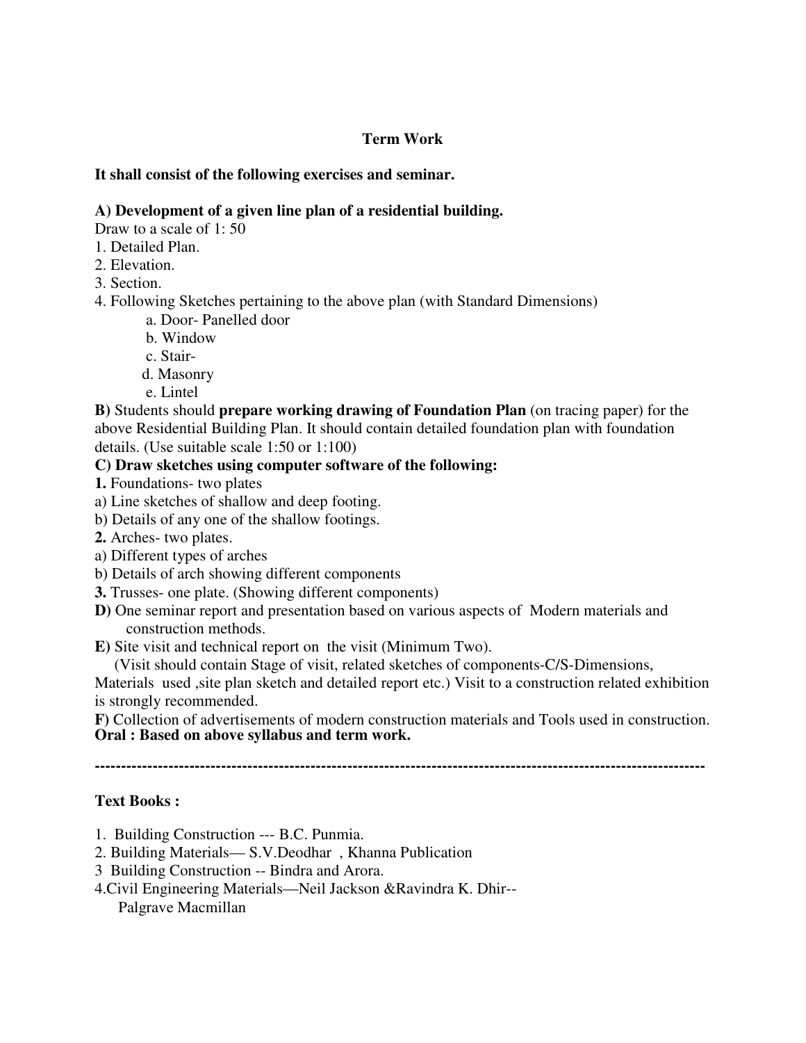## Term Work

**It shall consist of the following exercises and seminar.**

**A) Development of a given line plan of a residential building.**

Draw to a scale of 1: 50

1. Detailed Plan.
2. Elevation.
3. Section.
4. Following Sketches pertaining to the above plan (with Standard Dimensions)
   - a. Door- Panelled door
   - b. Window
   - c. Stair-
   - d. Masonry
   - e. Lintel

**B)** Students should **prepare working drawing of Foundation Plan** (on tracing paper) for the above Residential Building Plan. It should contain detailed foundation plan with foundation details. (Use suitable scale 1:50 or 1:100)

**C) Draw sketches using computer software of the following:**

**1.** Foundations- two plates

a) Line sketches of shallow and deep footing.

b) Details of any one of the shallow footings.

**2.** Arches- two plates.

a) Different types of arches

b) Details of arch showing different components

**3.** Trusses- one plate. (Showing different components)

**D)** One seminar report and presentation based on various aspects of Modern materials and construction methods.

**E)** Site visit and technical report on the visit (Minimum Two).

(Visit should contain Stage of visit, related sketches of components-C/S-Dimensions, Materials used ,site plan sketch and detailed report etc.) Visit to a construction related exhibition is strongly recommended.

**F)** Collection of advertisements of modern construction materials and Tools used in construction.

**Oral : Based on above syllabus and term work.**

---

**Text Books :**

1. Building Construction --- B.C. Punmia.
2. Building Materials— S.V.Deodhar , Khanna Publication
3. Building Construction -- Bindra and Arora.
4. Civil Engineering Materials—Neil Jackson &Ravindra K. Dhir-- Palgrave Macmillan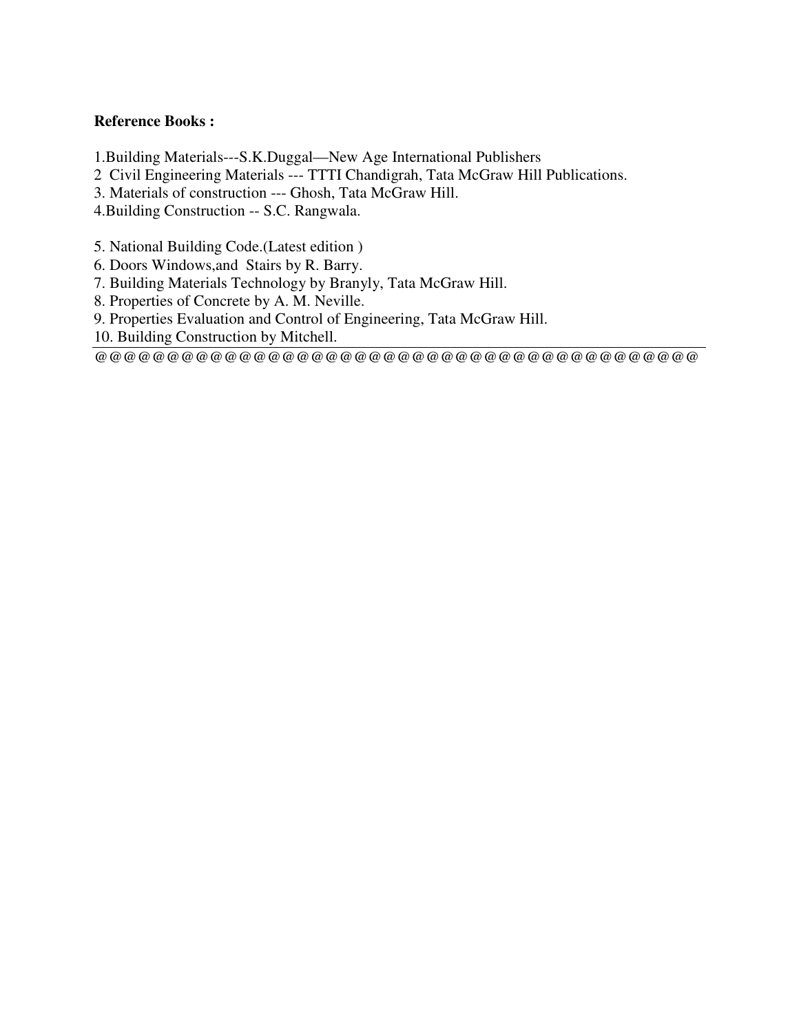**Reference Books :**

1.Building Materials---S.K.Duggal—New Age International Publishers
2 Civil Engineering Materials --- TTTI Chandigrah, Tata McGraw Hill Publications.
3. Materials of construction --- Ghosh, Tata McGraw Hill.
4.Building Construction -- S.C. Rangwala.

5. National Building Code.(Latest edition )
6. Doors Windows,and Stairs by R. Barry.
7. Building Materials Technology by Branyly, Tata McGraw Hill.
8. Properties of Concrete by A. M. Neville.
9. Properties Evaluation and Control of Engineering, Tata McGraw Hill.
10. Building Construction by Mitchell.

@@@@@@@@@@@@@@@@@@@@@@@@@@@@@@@@@@@@@@@@@@@@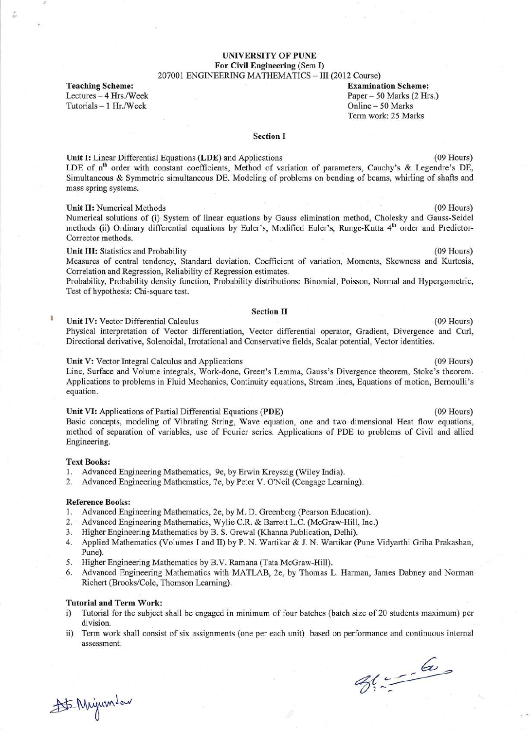# UNIVERSITY OF PUNE

**For Civil Engineering** (Sem I)

207001 ENGINEERING MATHEMATICS – III (2012 Course)

**Teaching Scheme:**
Lectures – 4 Hrs./Week
Tutorials – 1 Hr./Week

**Examination Scheme:**
Paper – 50 Marks (2 Hrs.)
Online – 50 Marks
Term work: 25 Marks

## Section I

**Unit I:** Linear Differential Equations (**LDE**) and Applications (09 Hours)

LDE of $n^{th}$ order with constant coefficients, Method of variation of parameters, Cauchy's & Legendre's DE, Simultaneous & Symmetric simultaneous DE. Modeling of problems on bending of beams, whirling of shafts and mass spring systems.

**Unit II:** Numerical Methods (09 Hours)

Numerical solutions of (i) System of linear equations by Gauss elimination method, Cholesky and Gauss-Seidel methods (ii) Ordinary differential equations by Euler's, Modified Euler's, Runge-Kutta $4^{th}$ order and Predictor-Corrector methods.

**Unit III:** Statistics and Probability (09 Hours)

Measures of central tendency, Standard deviation, Coefficient of variation, Moments, Skewness and Kurtosis, Correlation and Regression, Reliability of Regression estimates.

Probability, Probability density function, Probability distributions: Binomial, Poisson, Normal and Hypergometric, Test of hypothesis: Chi-square test.

## Section II

**Unit IV:** Vector Differential Calculus (09 Hours)

Physical interpretation of Vector differentiation, Vector differential operator, Gradient, Divergence and Curl, Directional derivative, Solenoidal, Irrotational and Conservative fields, Scalar potential, Vector identities.

**Unit V:** Vector Integral Calculus and Applications (09 Hours)

Line, Surface and Volume integrals, Work-done, Green's Lemma, Gauss's Divergence theorem, Stoke's theorem. Applications to problems in Fluid Mechanics, Continuity equations, Stream lines, Equations of motion, Bernoulli's equation.

**Unit VI:** Applications of Partial Differential Equations (**PDE**) (09 Hours)

Basic concepts, modeling of Vibrating String, Wave equation, one and two dimensional Heat flow equations, method of separation of variables, use of Fourier series. Applications of PDE to problems of Civil and allied Engineering.

**Text Books:**

1. Advanced Engineering Mathematics, 9e, by Erwin Kreyszig (Wiley India).
2. Advanced Engineering Mathematics, 7e, by Peter V. O'Neil (Cengage Learning).

**Reference Books:**

1. Advanced Engineering Mathematics, 2e, by M. D. Greenberg (Pearson Education).
2. Advanced Engineering Mathematics, Wylie C.R. & Barrett L.C. (McGraw-Hill, Inc.)
3. Higher Engineering Mathematics by B. S. Grewal (Khanna Publication, Delhi).
4. Applied Mathematics (Volumes I and II) by P. N. Wartikar & J. N. Wartikar (Pune Vidyarthi Griha Prakashan, Pune).
5. Higher Engineering Mathematics by B.V. Ramana (Tata McGraw-Hill).
6. Advanced Engineering Mathematics with MATLAB, 2e, by Thomas L. Harman, James Dabney and Norman Richert (Brooks/Cole, Thomson Learning).

**Tutorial and Term Work:**

i) Tutorial for the subject shall be engaged in minimum of four batches (batch size of 20 students maximum) per division.

ii) Term work shall consist of six assignments (one per each unit) based on performance and continuous internal assessment.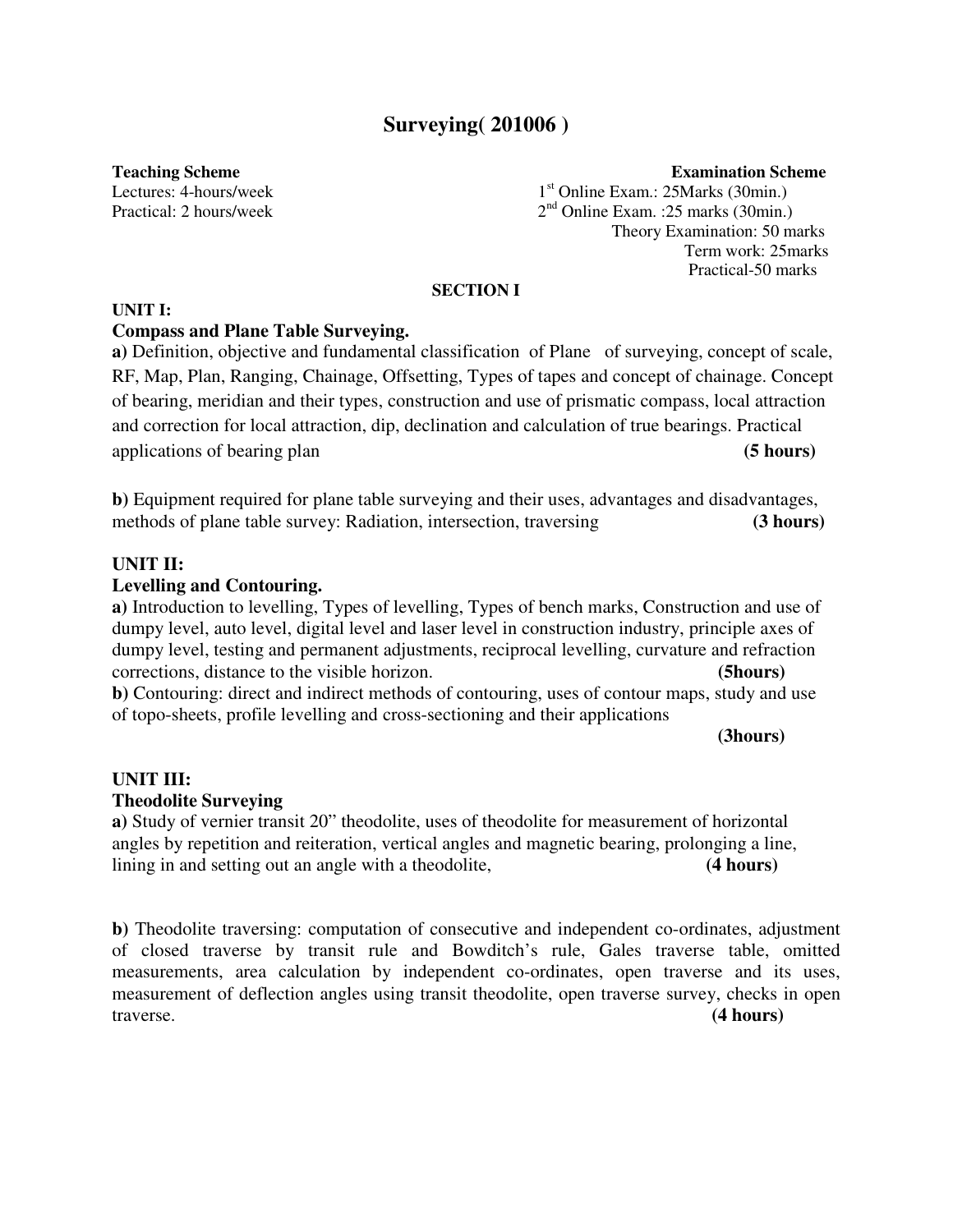# Surveying( 201006 )

**Teaching Scheme**
Lectures: 4-hours/week
Practical: 2 hours/week

**Examination Scheme**
1st Online Exam.: 25Marks (30min.)
2nd Online Exam. :25 marks (30min.)
Theory Examination: 50 marks
Term work: 25marks
Practical-50 marks

## SECTION I

### UNIT I:

**Compass and Plane Table Surveying.**

**a)** Definition, objective and fundamental classification of Plane of surveying, concept of scale, RF, Map, Plan, Ranging, Chainage, Offsetting, Types of tapes and concept of chainage. Concept of bearing, meridian and their types, construction and use of prismatic compass, local attraction and correction for local attraction, dip, declination and calculation of true bearings. Practical applications of bearing plan **(5 hours)**

**b)** Equipment required for plane table surveying and their uses, advantages and disadvantages, methods of plane table survey: Radiation, intersection, traversing **(3 hours)**

### UNIT II:

**Levelling and Contouring.**

**a)** Introduction to levelling, Types of levelling, Types of bench marks, Construction and use of dumpy level, auto level, digital level and laser level in construction industry, principle axes of dumpy level, testing and permanent adjustments, reciprocal levelling, curvature and refraction corrections, distance to the visible horizon. **(5hours)**

**b)** Contouring: direct and indirect methods of contouring, uses of contour maps, study and use of topo-sheets, profile levelling and cross-sectioning and their applications **(3hours)**

### UNIT III:

**Theodolite Surveying**

**a)** Study of vernier transit 20" theodolite, uses of theodolite for measurement of horizontal angles by repetition and reiteration, vertical angles and magnetic bearing, prolonging a line, lining in and setting out an angle with a theodolite, **(4 hours)**

**b)** Theodolite traversing: computation of consecutive and independent co-ordinates, adjustment of closed traverse by transit rule and Bowditch's rule, Gales traverse table, omitted measurements, area calculation by independent co-ordinates, open traverse and its uses, measurement of deflection angles using transit theodolite, open traverse survey, checks in open traverse. **(4 hours)**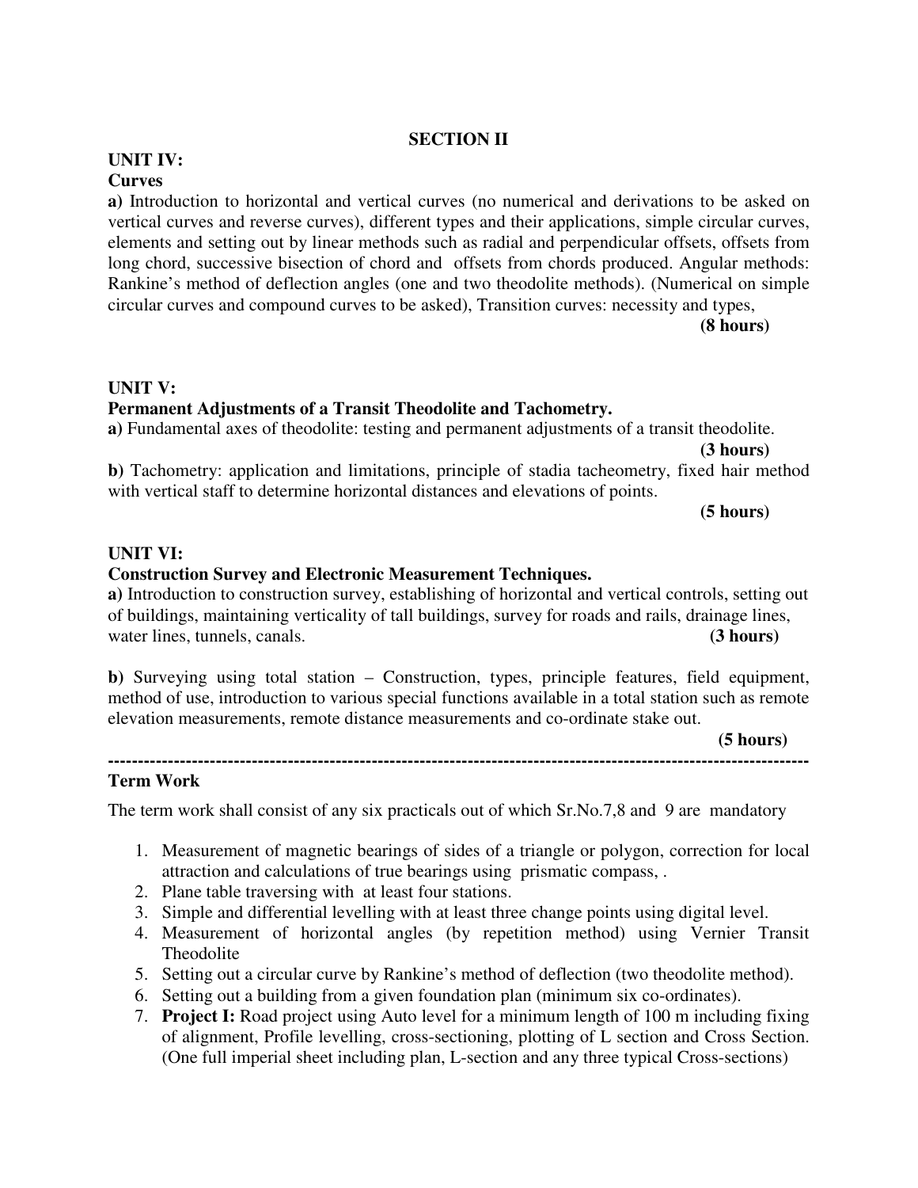## SECTION II

**UNIT IV:**

**Curves**

**a)** Introduction to horizontal and vertical curves (no numerical and derivations to be asked on vertical curves and reverse curves), different types and their applications, simple circular curves, elements and setting out by linear methods such as radial and perpendicular offsets, offsets from long chord, successive bisection of chord and offsets from chords produced. Angular methods: Rankine's method of deflection angles (one and two theodolite methods). (Numerical on simple circular curves and compound curves to be asked), Transition curves: necessity and types,

**(8 hours)**

**UNIT V:**

**Permanent Adjustments of a Transit Theodolite and Tachometry.**

**a)** Fundamental axes of theodolite: testing and permanent adjustments of a transit theodolite.

**(3 hours)**

**b)** Tachometry: application and limitations, principle of stadia tacheometry, fixed hair method with vertical staff to determine horizontal distances and elevations of points.

**(5 hours)**

**UNIT VI:**

**Construction Survey and Electronic Measurement Techniques.**

**a)** Introduction to construction survey, establishing of horizontal and vertical controls, setting out of buildings, maintaining verticality of tall buildings, survey for roads and rails, drainage lines, water lines, tunnels, canals. **(3 hours)**

**b)** Surveying using total station – Construction, types, principle features, field equipment, method of use, introduction to various special functions available in a total station such as remote elevation measurements, remote distance measurements and co-ordinate stake out.

**(5 hours)**

---

**Term Work**

The term work shall consist of any six practicals out of which Sr.No.7,8 and 9 are mandatory

1. Measurement of magnetic bearings of sides of a triangle or polygon, correction for local attraction and calculations of true bearings using prismatic compass, .
2. Plane table traversing with at least four stations.
3. Simple and differential levelling with at least three change points using digital level.
4. Measurement of horizontal angles (by repetition method) using Vernier Transit Theodolite
5. Setting out a circular curve by Rankine's method of deflection (two theodolite method).
6. Setting out a building from a given foundation plan (minimum six co-ordinates).
7. **Project I:** Road project using Auto level for a minimum length of 100 m including fixing of alignment, Profile levelling, cross-sectioning, plotting of L section and Cross Section. (One full imperial sheet including plan, L-section and any three typical Cross-sections)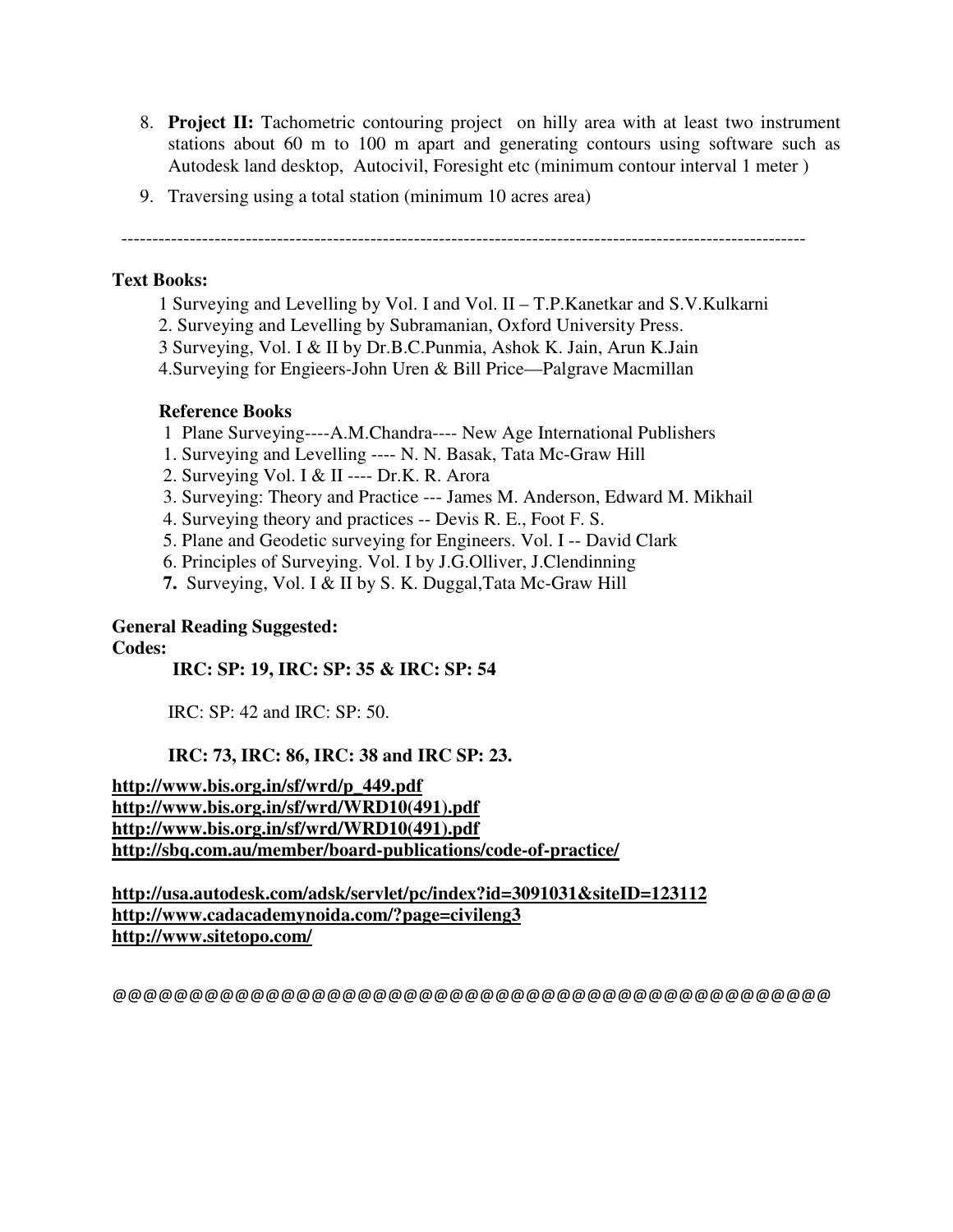8. **Project II:** Tachometric contouring project on hilly area with at least two instrument stations about 60 m to 100 m apart and generating contours using software such as Autodesk land desktop, Autocivil, Foresight etc (minimum contour interval 1 meter )
9. Traversing using a total station (minimum 10 acres area)

---

**Text Books:**

1 Surveying and Levelling by Vol. I and Vol. II – T.P.Kanetkar and S.V.Kulkarni
2. Surveying and Levelling by Subramanian, Oxford University Press.
3 Surveying, Vol. I & II by Dr.B.C.Punmia, Ashok K. Jain, Arun K.Jain
4.Surveying for Engieers-John Uren & Bill Price—Palgrave Macmillan

**Reference Books**

1 Plane Surveying----A.M.Chandra---- New Age International Publishers
1. Surveying and Levelling ---- N. N. Basak, Tata Mc-Graw Hill
2. Surveying Vol. I & II ---- Dr.K. R. Arora
3. Surveying: Theory and Practice --- James M. Anderson, Edward M. Mikhail
4. Surveying theory and practices -- Devis R. E., Foot F. S.
5. Plane and Geodetic surveying for Engineers. Vol. I -- David Clark
6. Principles of Surveying. Vol. I by J.G.Olliver, J.Clendinning
**7.** Surveying, Vol. I & II by S. K. Duggal,Tata Mc-Graw Hill

**General Reading Suggested:**
**Codes:**

**IRC: SP: 19, IRC: SP: 35 & IRC: SP: 54**

IRC: SP: 42 and IRC: SP: 50.

**IRC: 73, IRC: 86, IRC: 38 and IRC SP: 23.**

**http://www.bis.org.in/sf/wrd/p_449.pdf**
**http://www.bis.org.in/sf/wrd/WRD10(491).pdf**
**http://www.bis.org.in/sf/wrd/WRD10(491).pdf**
**http://sbq.com.au/member/board-publications/code-of-practice/**

**http://usa.autodesk.com/adsk/servlet/pc/index?id=3091031&siteID=123112**
**http://www.cadacademynoida.com/?page=civileng3**
**http://www.sitetopo.com/**

@@@@@@@@@@@@@@@@@@@@@@@@@@@@@@@@@@@@@@@@@@@@@@@@@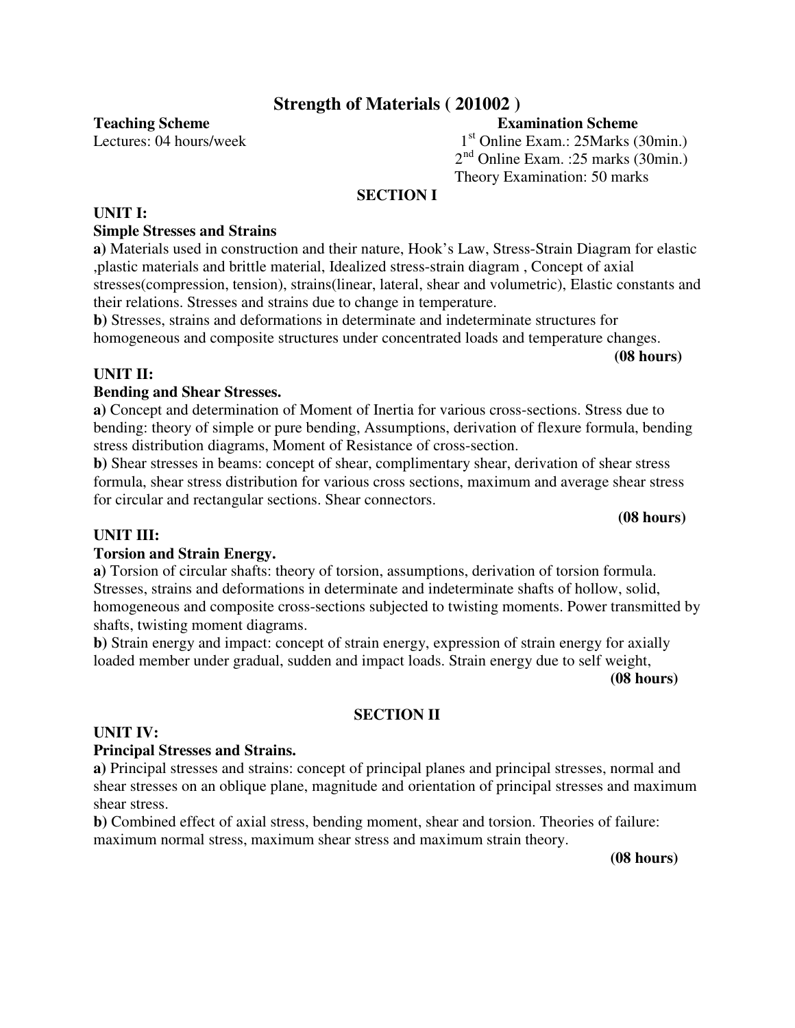# Strength of Materials ( 201002 )

**Teaching Scheme**
Lectures: 04 hours/week

**Examination Scheme**
1st Online Exam.: 25Marks (30min.)
2nd Online Exam. :25 marks (30min.)
Theory Examination: 50 marks

## SECTION I

### UNIT I:

**Simple Stresses and Strains**

**a)** Materials used in construction and their nature, Hook's Law, Stress-Strain Diagram for elastic ,plastic materials and brittle material, Idealized stress-strain diagram , Concept of axial stresses(compression, tension), strains(linear, lateral, shear and volumetric), Elastic constants and their relations. Stresses and strains due to change in temperature.

**b)** Stresses, strains and deformations in determinate and indeterminate structures for homogeneous and composite structures under concentrated loads and temperature changes.

**(08 hours)**

### UNIT II:

**Bending and Shear Stresses.**

**a)** Concept and determination of Moment of Inertia for various cross-sections. Stress due to bending: theory of simple or pure bending, Assumptions, derivation of flexure formula, bending stress distribution diagrams, Moment of Resistance of cross-section.

**b)** Shear stresses in beams: concept of shear, complimentary shear, derivation of shear stress formula, shear stress distribution for various cross sections, maximum and average shear stress for circular and rectangular sections. Shear connectors.

**(08 hours)**

### UNIT III:

**Torsion and Strain Energy.**

**a)** Torsion of circular shafts: theory of torsion, assumptions, derivation of torsion formula. Stresses, strains and deformations in determinate and indeterminate shafts of hollow, solid, homogeneous and composite cross-sections subjected to twisting moments. Power transmitted by shafts, twisting moment diagrams.

**b)** Strain energy and impact: concept of strain energy, expression of strain energy for axially loaded member under gradual, sudden and impact loads. Strain energy due to self weight,

**(08 hours)**

## SECTION II

### UNIT IV:

**Principal Stresses and Strains.**

**a)** Principal stresses and strains: concept of principal planes and principal stresses, normal and shear stresses on an oblique plane, magnitude and orientation of principal stresses and maximum shear stress.

**b)** Combined effect of axial stress, bending moment, shear and torsion. Theories of failure: maximum normal stress, maximum shear stress and maximum strain theory.

**(08 hours)**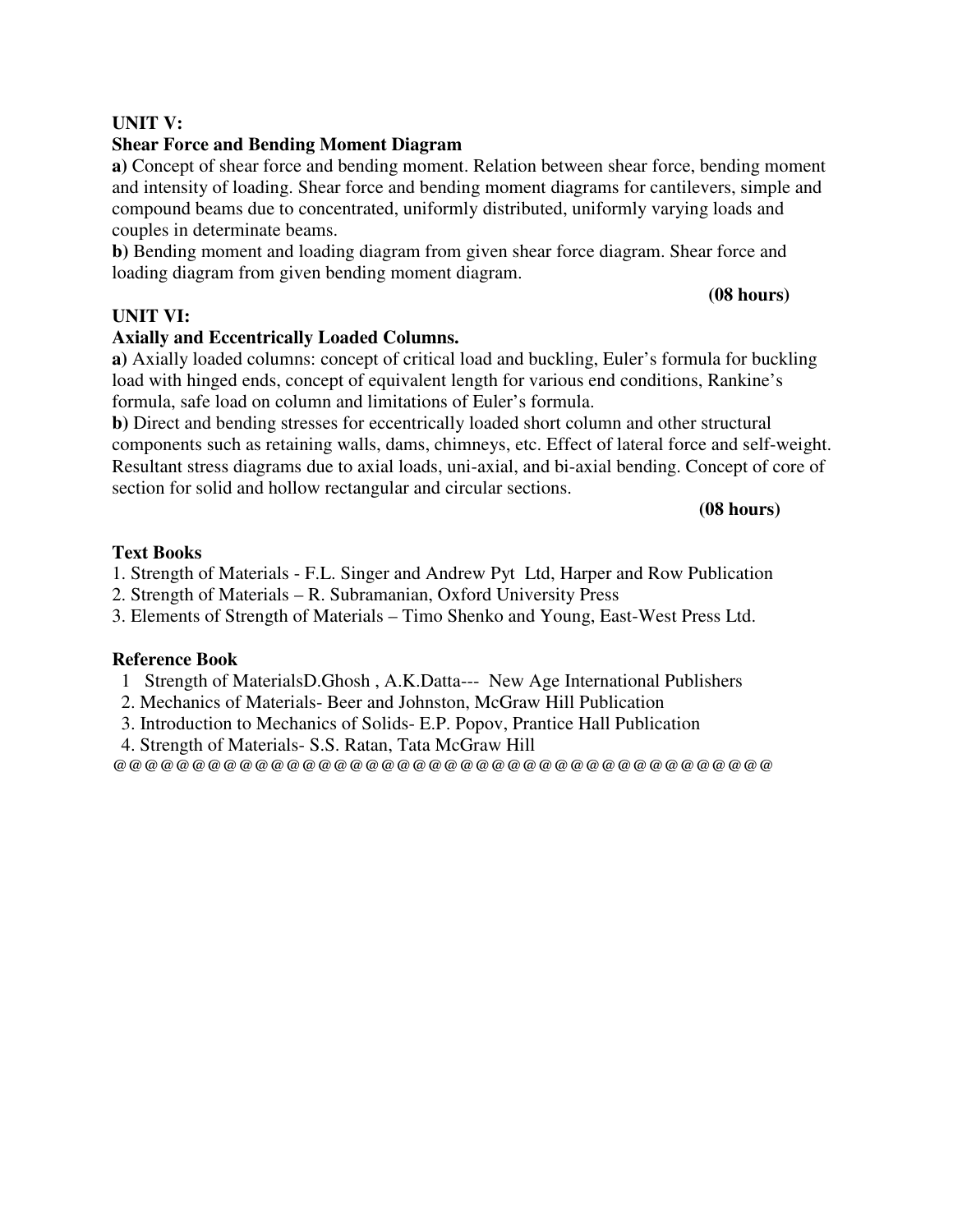**UNIT V:**

**Shear Force and Bending Moment Diagram**

**a)** Concept of shear force and bending moment. Relation between shear force, bending moment and intensity of loading. Shear force and bending moment diagrams for cantilevers, simple and compound beams due to concentrated, uniformly distributed, uniformly varying loads and couples in determinate beams.

**b)** Bending moment and loading diagram from given shear force diagram. Shear force and loading diagram from given bending moment diagram.

**(08 hours)**

**UNIT VI:**

**Axially and Eccentrically Loaded Columns.**

**a)** Axially loaded columns: concept of critical load and buckling, Euler's formula for buckling load with hinged ends, concept of equivalent length for various end conditions, Rankine's formula, safe load on column and limitations of Euler's formula.

**b)** Direct and bending stresses for eccentrically loaded short column and other structural components such as retaining walls, dams, chimneys, etc. Effect of lateral force and self-weight. Resultant stress diagrams due to axial loads, uni-axial, and bi-axial bending. Concept of core of section for solid and hollow rectangular and circular sections.

**(08 hours)**

**Text Books**

1. Strength of Materials - F.L. Singer and Andrew Pyt Ltd, Harper and Row Publication
2. Strength of Materials – R. Subramanian, Oxford University Press
3. Elements of Strength of Materials – Timo Shenko and Young, East-West Press Ltd.

**Reference Book**

1. Strength of MaterialsD.Ghosh , A.K.Datta--- New Age International Publishers
2. Mechanics of Materials- Beer and Johnston, McGraw Hill Publication
3. Introduction to Mechanics of Solids- E.P. Popov, Prantice Hall Publication
4. Strength of Materials- S.S. Ratan, Tata McGraw Hill

@@@@@@@@@@@@@@@@@@@@@@@@@@@@@@@@@@@@@@@@@@@@@@@@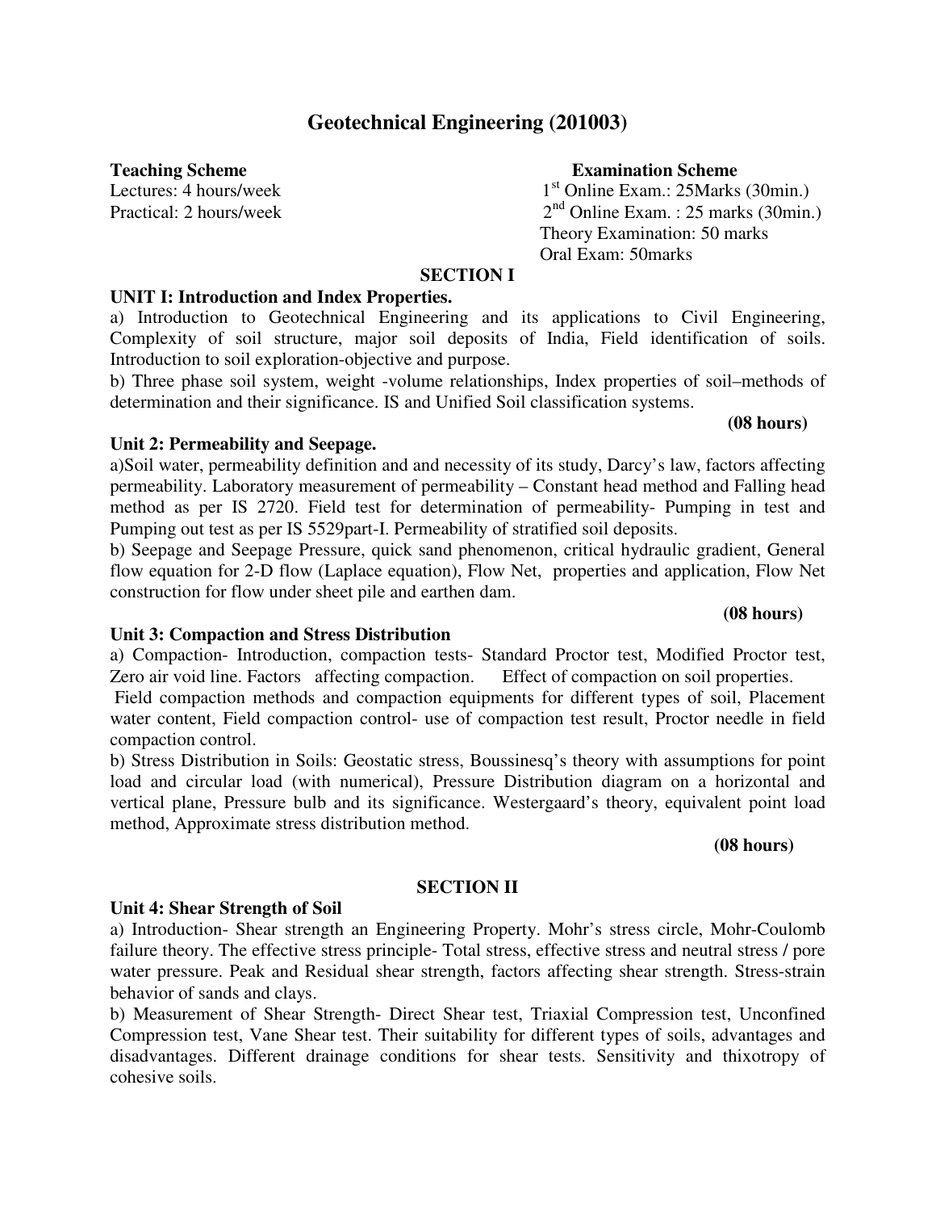# Geotechnical Engineering (201003)

**Teaching Scheme**

Lectures: 4 hours/week

Practical: 2 hours/week

**Examination Scheme**

1st Online Exam.: 25Marks (30min.)

2nd Online Exam. : 25 marks (30min.)

Theory Examination: 50 marks

Oral Exam: 50marks

## SECTION I

### UNIT I: Introduction and Index Properties.

a) Introduction to Geotechnical Engineering and its applications to Civil Engineering, Complexity of soil structure, major soil deposits of India, Field identification of soils. Introduction to soil exploration-objective and purpose.

b) Three phase soil system, weight -volume relationships, Index properties of soil–methods of determination and their significance. IS and Unified Soil classification systems.

**(08 hours)**

### Unit 2: Permeability and Seepage.

a)Soil water, permeability definition and and necessity of its study, Darcy's law, factors affecting permeability. Laboratory measurement of permeability – Constant head method and Falling head method as per IS 2720. Field test for determination of permeability- Pumping in test and Pumping out test as per IS 5529part-I. Permeability of stratified soil deposits.

b) Seepage and Seepage Pressure, quick sand phenomenon, critical hydraulic gradient, General flow equation for 2-D flow (Laplace equation), Flow Net, properties and application, Flow Net construction for flow under sheet pile and earthen dam.

**(08 hours)**

### Unit 3: Compaction and Stress Distribution

a) Compaction- Introduction, compaction tests- Standard Proctor test, Modified Proctor test, Zero air void line. Factors affecting compaction. Effect of compaction on soil properties.

Field compaction methods and compaction equipments for different types of soil, Placement water content, Field compaction control- use of compaction test result, Proctor needle in field compaction control.

b) Stress Distribution in Soils: Geostatic stress, Boussinesq's theory with assumptions for point load and circular load (with numerical), Pressure Distribution diagram on a horizontal and vertical plane, Pressure bulb and its significance. Westergaard's theory, equivalent point load method, Approximate stress distribution method.

**(08 hours)**

## SECTION II

### Unit 4: Shear Strength of Soil

a) Introduction- Shear strength an Engineering Property. Mohr's stress circle, Mohr-Coulomb failure theory. The effective stress principle- Total stress, effective stress and neutral stress / pore water pressure. Peak and Residual shear strength, factors affecting shear strength. Stress-strain behavior of sands and clays.

b) Measurement of Shear Strength- Direct Shear test, Triaxial Compression test, Unconfined Compression test, Vane Shear test. Their suitability for different types of soils, advantages and disadvantages. Different drainage conditions for shear tests. Sensitivity and thixotropy of cohesive soils.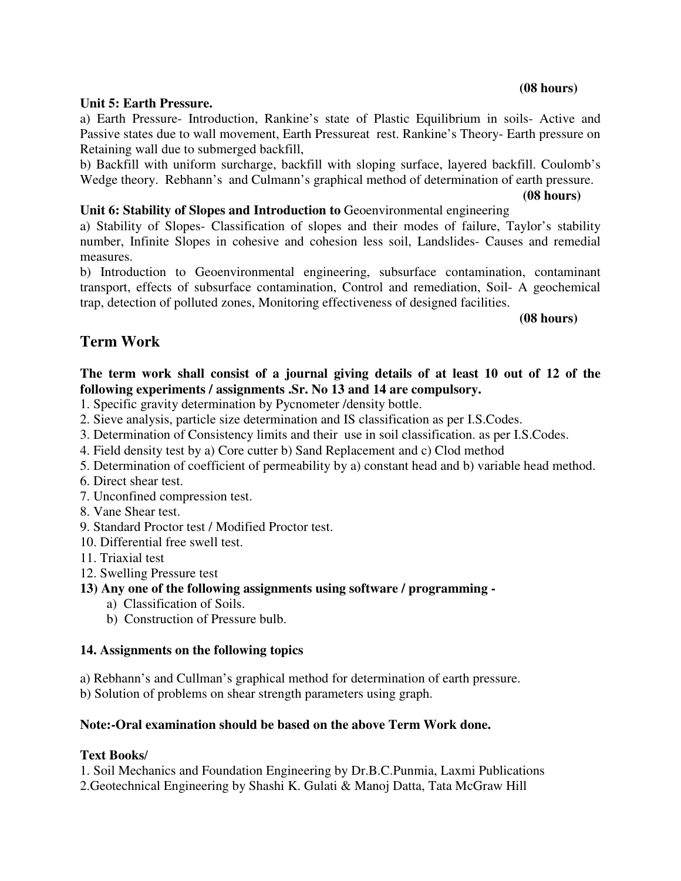**(08 hours)**

**Unit 5: Earth Pressure.**

a) Earth Pressure- Introduction, Rankine's state of Plastic Equilibrium in soils- Active and Passive states due to wall movement, Earth Pressureat rest. Rankine's Theory- Earth pressure on Retaining wall due to submerged backfill,

b) Backfill with uniform surcharge, backfill with sloping surface, layered backfill. Coulomb's Wedge theory. Rebhann's and Culmann's graphical method of determination of earth pressure.

**(08 hours)**

**Unit 6: Stability of Slopes and Introduction to** Geoenvironmental engineering

a) Stability of Slopes- Classification of slopes and their modes of failure, Taylor's stability number, Infinite Slopes in cohesive and cohesion less soil, Landslides- Causes and remedial measures.

b) Introduction to Geoenvironmental engineering, subsurface contamination, contaminant transport, effects of subsurface contamination, Control and remediation, Soil- A geochemical trap, detection of polluted zones, Monitoring effectiveness of designed facilities.

**(08 hours)**

## Term Work

**The term work shall consist of a journal giving details of at least 10 out of 12 of the following experiments / assignments .Sr. No 13 and 14 are compulsory.**

1. Specific gravity determination by Pycnometer /density bottle.
2. Sieve analysis, particle size determination and IS classification as per I.S.Codes.
3. Determination of Consistency limits and their use in soil classification. as per I.S.Codes.
4. Field density test by a) Core cutter b) Sand Replacement and c) Clod method
5. Determination of coefficient of permeability by a) constant head and b) variable head method.
6. Direct shear test.
7. Unconfined compression test.
8. Vane Shear test.
9. Standard Proctor test / Modified Proctor test.
10. Differential free swell test.
11. Triaxial test
12. Swelling Pressure test

**13) Any one of the following assignments using software / programming -**

- a) Classification of Soils.
- b) Construction of Pressure bulb.

**14. Assignments on the following topics**

a) Rebhann's and Cullman's graphical method for determination of earth pressure.

b) Solution of problems on shear strength parameters using graph.

**Note:-Oral examination should be based on the above Term Work done.**

**Text Books/**

1. Soil Mechanics and Foundation Engineering by Dr.B.C.Punmia, Laxmi Publications
2. Geotechnical Engineering by Shashi K. Gulati & Manoj Datta, Tata McGraw Hill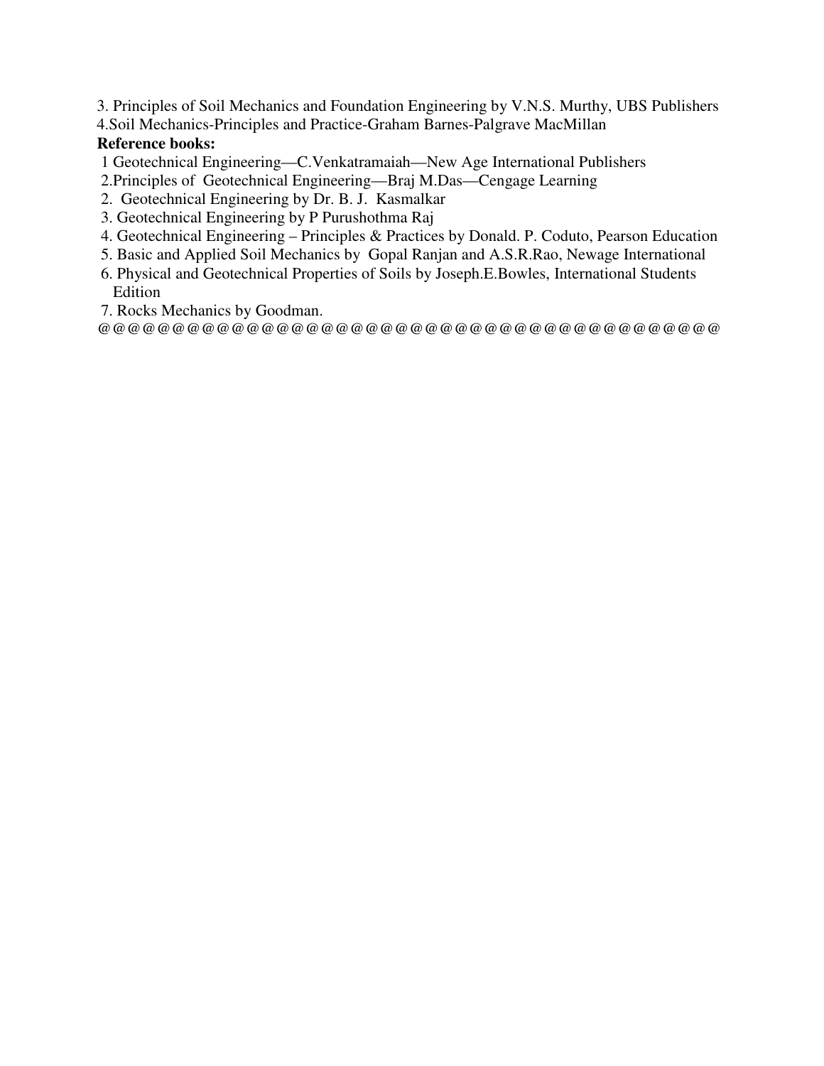3. Principles of Soil Mechanics and Foundation Engineering by V.N.S. Murthy, UBS Publishers

4.Soil Mechanics-Principles and Practice-Graham Barnes-Palgrave MacMillan

**Reference books:**

1 Geotechnical Engineering—C.Venkatramaiah—New Age International Publishers

2.Principles of Geotechnical Engineering—Braj M.Das—Cengage Learning

2. Geotechnical Engineering by Dr. B. J. Kasmalkar

3. Geotechnical Engineering by P Purushothma Raj

4. Geotechnical Engineering – Principles & Practices by Donald. P. Coduto, Pearson Education

5. Basic and Applied Soil Mechanics by Gopal Ranjan and A.S.R.Rao, Newage International

6. Physical and Geotechnical Properties of Soils by Joseph.E.Bowles, International Students Edition

7. Rocks Mechanics by Goodman.

@@@@@@@@@@@@@@@@@@@@@@@@@@@@@@@@@@@@@@@@@@@@@@@@@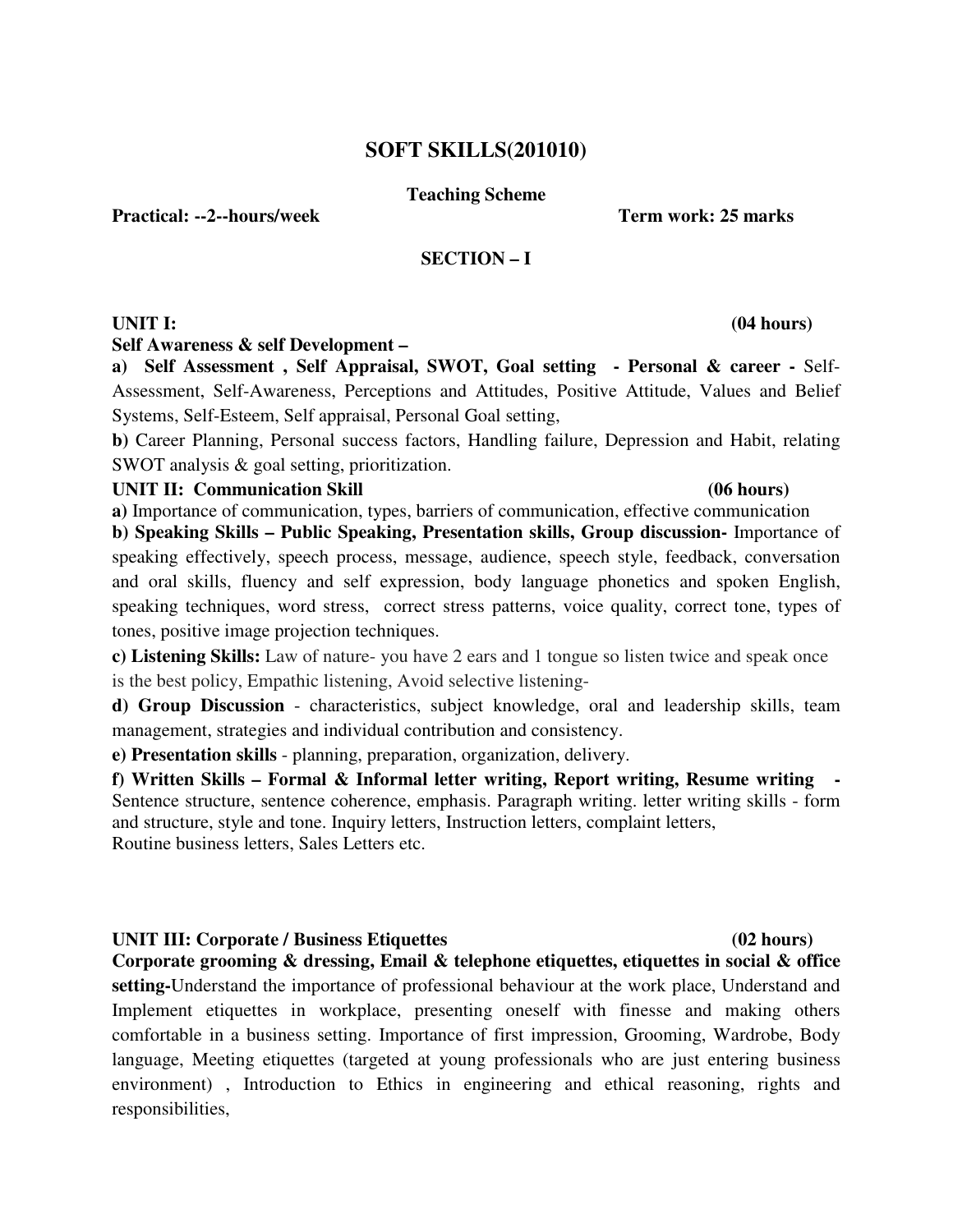# SOFT SKILLS(201010)

**Teaching Scheme**

**Practical: --2--hours/week** **Term work: 25 marks**

## SECTION – I

**UNIT I:** **(04 hours)**

**Self Awareness & self Development –**

**a) Self Assessment , Self Appraisal, SWOT, Goal setting - Personal & career -** Self-Assessment, Self-Awareness, Perceptions and Attitudes, Positive Attitude, Values and Belief Systems, Self-Esteem, Self appraisal, Personal Goal setting,

**b)** Career Planning, Personal success factors, Handling failure, Depression and Habit, relating SWOT analysis & goal setting, prioritization.

**UNIT II: Communication Skill** **(06 hours)**

**a)** Importance of communication, types, barriers of communication, effective communication

**b) Speaking Skills – Public Speaking, Presentation skills, Group discussion-** Importance of speaking effectively, speech process, message, audience, speech style, feedback, conversation and oral skills, fluency and self expression, body language phonetics and spoken English, speaking techniques, word stress, correct stress patterns, voice quality, correct tone, types of tones, positive image projection techniques.

**c) Listening Skills:** Law of nature- you have 2 ears and 1 tongue so listen twice and speak once is the best policy, Empathic listening, Avoid selective listening-

**d) Group Discussion** - characteristics, subject knowledge, oral and leadership skills, team management, strategies and individual contribution and consistency.

**e) Presentation skills** - planning, preparation, organization, delivery.

**f) Written Skills – Formal & Informal letter writing, Report writing, Resume writing -** Sentence structure, sentence coherence, emphasis. Paragraph writing. letter writing skills - form and structure, style and tone. Inquiry letters, Instruction letters, complaint letters, Routine business letters, Sales Letters etc.

**UNIT III: Corporate / Business Etiquettes** **(02 hours)**

**Corporate grooming & dressing, Email & telephone etiquettes, etiquettes in social & office setting-**Understand the importance of professional behaviour at the work place, Understand and Implement etiquettes in workplace, presenting oneself with finesse and making others comfortable in a business setting. Importance of first impression, Grooming, Wardrobe, Body language, Meeting etiquettes (targeted at young professionals who are just entering business environment) , Introduction to Ethics in engineering and ethical reasoning, rights and responsibilities,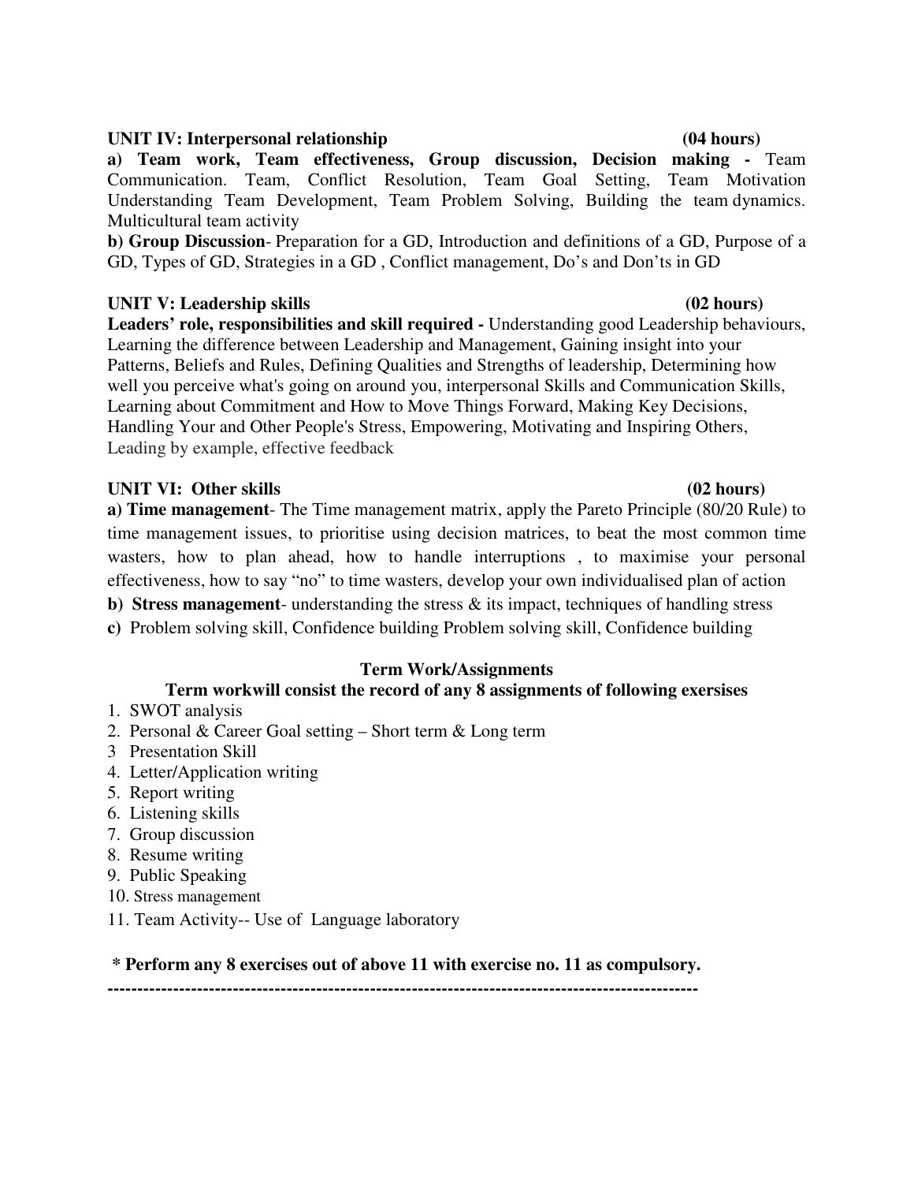**UNIT IV: Interpersonal relationship (04 hours)**

**a) Team work, Team effectiveness, Group discussion, Decision making -** Team Communication. Team, Conflict Resolution, Team Goal Setting, Team Motivation Understanding Team Development, Team Problem Solving, Building the team dynamics. Multicultural team activity

**b) Group Discussion**- Preparation for a GD, Introduction and definitions of a GD, Purpose of a GD, Types of GD, Strategies in a GD , Conflict management, Do's and Don'ts in GD

**UNIT V: Leadership skills (02 hours)**

**Leaders' role, responsibilities and skill required -** Understanding good Leadership behaviours, Learning the difference between Leadership and Management, Gaining insight into your Patterns, Beliefs and Rules, Defining Qualities and Strengths of leadership, Determining how well you perceive what's going on around you, interpersonal Skills and Communication Skills, Learning about Commitment and How to Move Things Forward, Making Key Decisions, Handling Your and Other People's Stress, Empowering, Motivating and Inspiring Others, Leading by example, effective feedback

**UNIT VI: Other skills (02 hours)**

**a) Time management**- The Time management matrix, apply the Pareto Principle (80/20 Rule) to time management issues, to prioritise using decision matrices, to beat the most common time wasters, how to plan ahead, how to handle interruptions , to maximise your personal effectiveness, how to say "no" to time wasters, develop your own individualised plan of action

**b) Stress management**- understanding the stress & its impact, techniques of handling stress

**c)** Problem solving skill, Confidence building Problem solving skill, Confidence building

**Term Work/Assignments**

**Term workwill consist the record of any 8 assignments of following exersises**

1. SWOT analysis
2. Personal & Career Goal setting – Short term & Long term
3. Presentation Skill
4. Letter/Application writing
5. Report writing
6. Listening skills
7. Group discussion
8. Resume writing
9. Public Speaking
10. Stress management
11. Team Activity-- Use of Language laboratory

**\* Perform any 8 exercises out of above 11 with exercise no. 11 as compulsory.**

---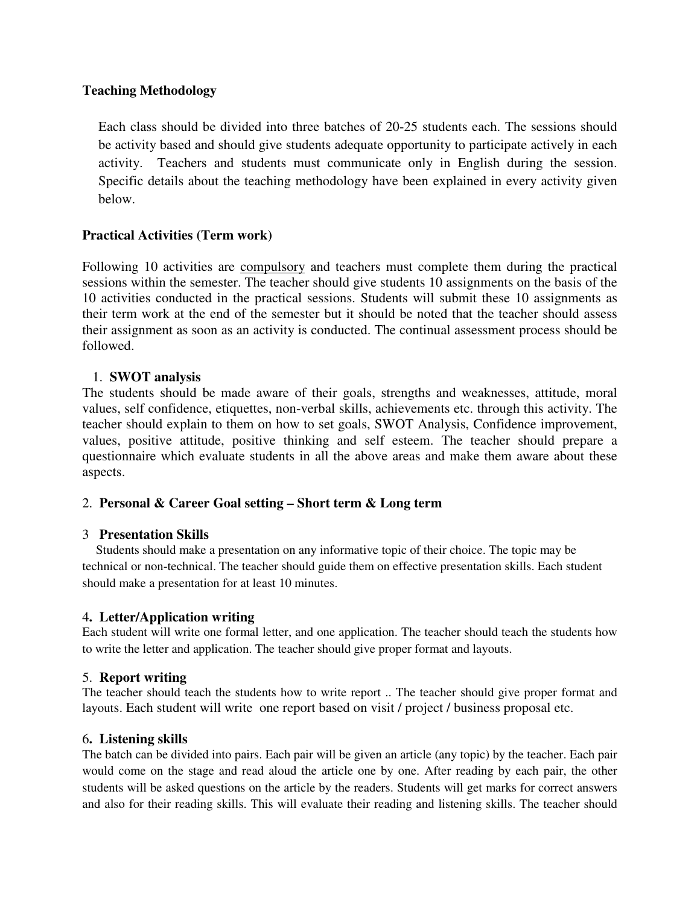**Teaching Methodology**

Each class should be divided into three batches of 20-25 students each. The sessions should be activity based and should give students adequate opportunity to participate actively in each activity. Teachers and students must communicate only in English during the session. Specific details about the teaching methodology have been explained in every activity given below.

**Practical Activities (Term work)**

Following 10 activities are compulsory and teachers must complete them during the practical sessions within the semester. The teacher should give students 10 assignments on the basis of the 10 activities conducted in the practical sessions. Students will submit these 10 assignments as their term work at the end of the semester but it should be noted that the teacher should assess their assignment as soon as an activity is conducted. The continual assessment process should be followed.

1. **SWOT analysis**

The students should be made aware of their goals, strengths and weaknesses, attitude, moral values, self confidence, etiquettes, non-verbal skills, achievements etc. through this activity. The teacher should explain to them on how to set goals, SWOT Analysis, Confidence improvement, values, positive attitude, positive thinking and self esteem. The teacher should prepare a questionnaire which evaluate students in all the above areas and make them aware about these aspects.

2. **Personal & Career Goal setting – Short term & Long term**

3 **Presentation Skills**

Students should make a presentation on any informative topic of their choice. The topic may be technical or non-technical. The teacher should guide them on effective presentation skills. Each student should make a presentation for at least 10 minutes.

4. **Letter/Application writing**

Each student will write one formal letter, and one application. The teacher should teach the students how to write the letter and application. The teacher should give proper format and layouts.

5. **Report writing**

The teacher should teach the students how to write report .. The teacher should give proper format and layouts. Each student will write one report based on visit / project / business proposal etc.

6. **Listening skills**

The batch can be divided into pairs. Each pair will be given an article (any topic) by the teacher. Each pair would come on the stage and read aloud the article one by one. After reading by each pair, the other students will be asked questions on the article by the readers. Students will get marks for correct answers and also for their reading skills. This will evaluate their reading and listening skills. The teacher should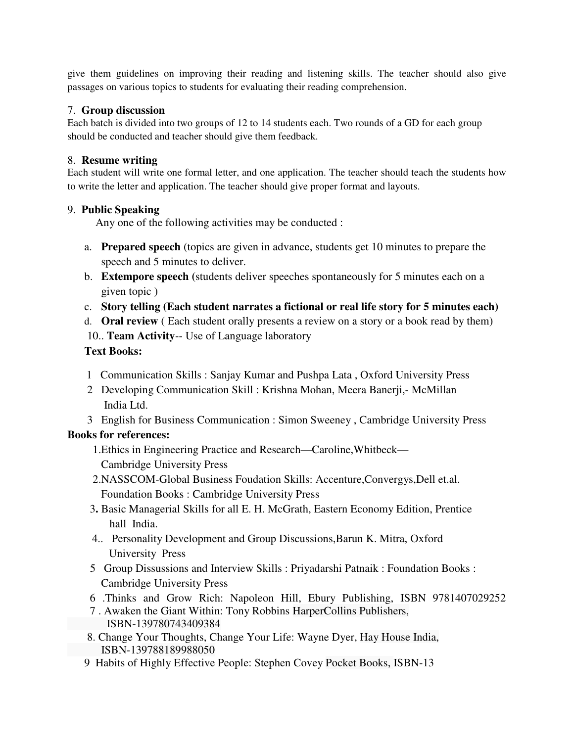give them guidelines on improving their reading and listening skills. The teacher should also give passages on various topics to students for evaluating their reading comprehension.

7. **Group discussion**

Each batch is divided into two groups of 12 to 14 students each. Two rounds of a GD for each group should be conducted and teacher should give them feedback.

8. **Resume writing**

Each student will write one formal letter, and one application. The teacher should teach the students how to write the letter and application. The teacher should give proper format and layouts.

9. **Public Speaking**

Any one of the following activities may be conducted :

a. **Prepared speech** (topics are given in advance, students get 10 minutes to prepare the speech and 5 minutes to deliver.
b. **Extempore speech (**students deliver speeches spontaneously for 5 minutes each on a given topic )
c. **Story telling (Each student narrates a fictional or real life story for 5 minutes each)**
d. **Oral review** ( Each student orally presents a review on a story or a book read by them)

10.. **Team Activity**-- Use of Language laboratory

**Text Books:**

1 Communication Skills : Sanjay Kumar and Pushpa Lata , Oxford University Press
2 Developing Communication Skill : Krishna Mohan, Meera Banerji,- McMillan India Ltd.
3 English for Business Communication : Simon Sweeney , Cambridge University Press

**Books for references:**

1.Ethics in Engineering Practice and Research—Caroline,Whitbeck—Cambridge University Press
2.NASSCOM-Global Business Foudation Skills: Accenture,Convergys,Dell et.al. Foundation Books : Cambridge University Press
3**.** Basic Managerial Skills for all E. H. McGrath, Eastern Economy Edition, Prentice hall India.
4.. Personality Development and Group Discussions,Barun K. Mitra, Oxford University Press
5 Group Dissussions and Interview Skills : Priyadarshi Patnaik : Foundation Books : Cambridge University Press
6 .Thinks and Grow Rich: Napoleon Hill, Ebury Publishing, ISBN 9781407029252
7 . Awaken the Giant Within: Tony Robbins HarperCollins Publishers, ISBN-139780743409384
8. Change Your Thoughts, Change Your Life: Wayne Dyer, Hay House India, ISBN-139788189988050
9 Habits of Highly Effective People: Stephen Covey Pocket Books, ISBN-13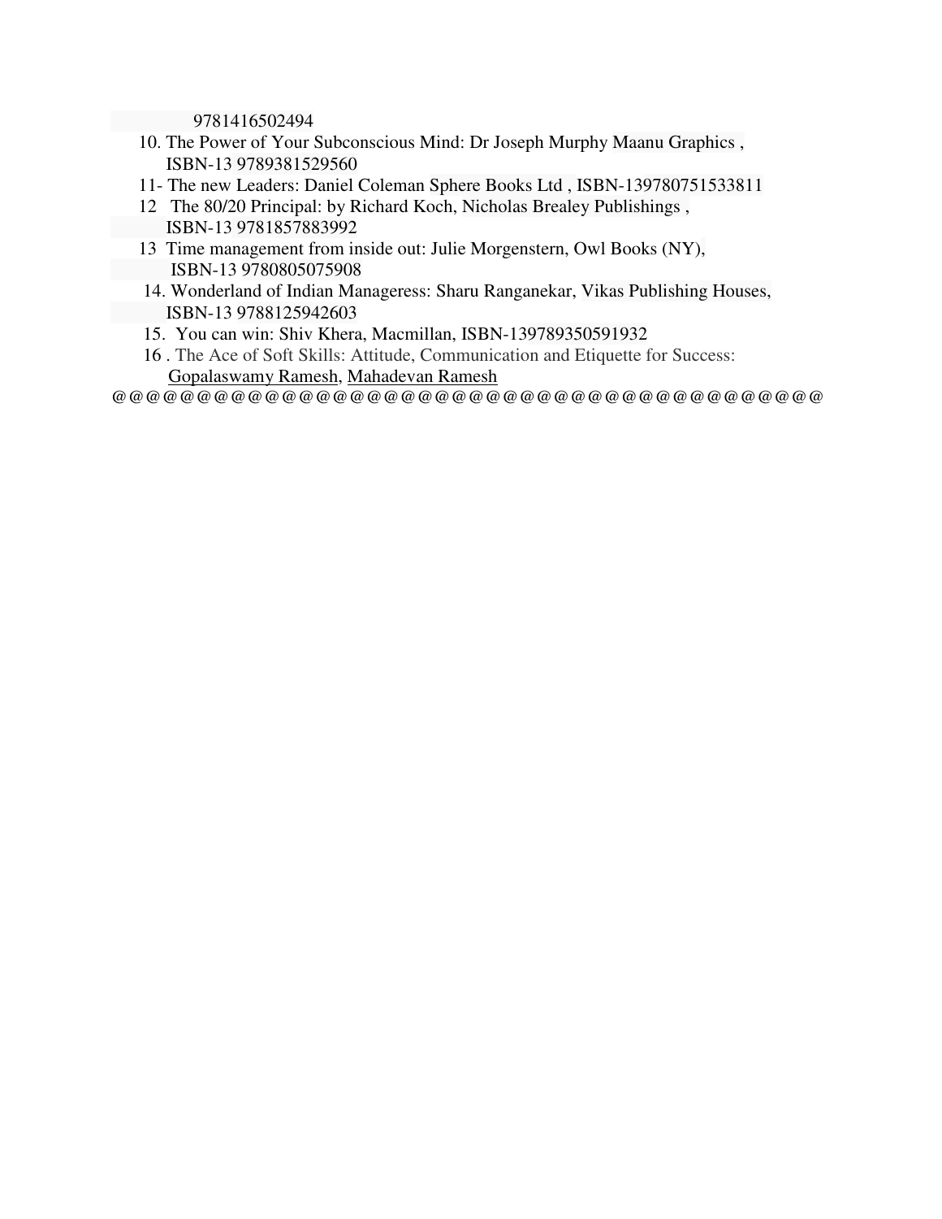9781416502494

10. The Power of Your Subconscious Mind: Dr Joseph Murphy Maanu Graphics , ISBN-13 9789381529560
11- The new Leaders: Daniel Coleman Sphere Books Ltd , ISBN-139780751533811
12 The 80/20 Principal: by Richard Koch, Nicholas Brealey Publishings , ISBN-13 9781857883992
13 Time management from inside out: Julie Morgenstern, Owl Books (NY), ISBN-13 9780805075908
14. Wonderland of Indian Manageress: Sharu Ranganekar, Vikas Publishing Houses, ISBN-13 9788125942603
15. You can win: Shiv Khera, Macmillan, ISBN-139789350591932
16 . The Ace of Soft Skills: Attitude, Communication and Etiquette for Success: Gopalaswamy Ramesh, Mahadevan Ramesh

@@@@@@@@@@@@@@@@@@@@@@@@@@@@@@@@@@@@@@@@@@@@@@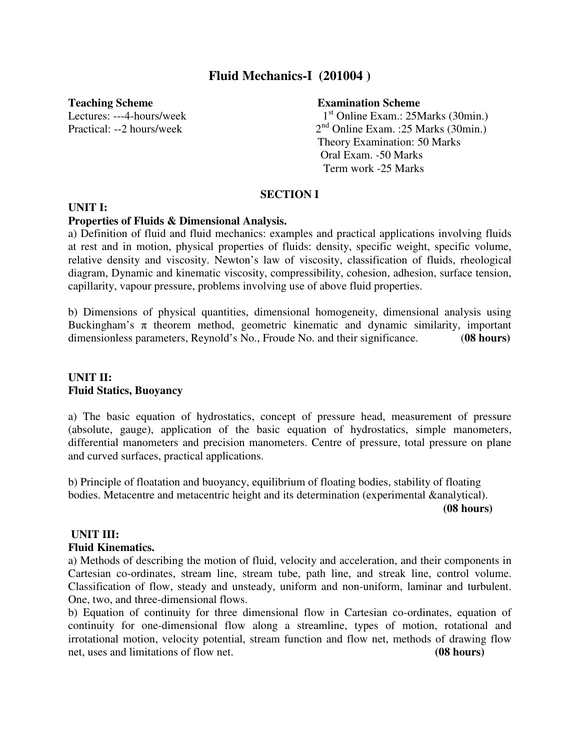# Fluid Mechanics-I (201004 )

**Teaching Scheme**

Lectures: ---4-hours/week

Practical: --2 hours/week

**Examination Scheme**

1st Online Exam.: 25Marks (30min.)

2nd Online Exam. :25 Marks (30min.)

Theory Examination: 50 Marks

Oral Exam. -50 Marks

Term work -25 Marks

## SECTION I

### UNIT I:

**Properties of Fluids & Dimensional Analysis.**

a) Definition of fluid and fluid mechanics: examples and practical applications involving fluids at rest and in motion, physical properties of fluids: density, specific weight, specific volume, relative density and viscosity. Newton's law of viscosity, classification of fluids, rheological diagram, Dynamic and kinematic viscosity, compressibility, cohesion, adhesion, surface tension, capillarity, vapour pressure, problems involving use of above fluid properties.

b) Dimensions of physical quantities, dimensional homogeneity, dimensional analysis using Buckingham's $\pi$ theorem method, geometric kinematic and dynamic similarity, important dimensionless parameters, Reynold's No., Froude No. and their significance. **(08 hours)**

### UNIT II:

**Fluid Statics, Buoyancy**

a) The basic equation of hydrostatics, concept of pressure head, measurement of pressure (absolute, gauge), application of the basic equation of hydrostatics, simple manometers, differential manometers and precision manometers. Centre of pressure, total pressure on plane and curved surfaces, practical applications.

b) Principle of floatation and buoyancy, equilibrium of floating bodies, stability of floating bodies. Metacentre and metacentric height and its determination (experimental &analytical). **(08 hours)**

### UNIT III:

**Fluid Kinematics.**

a) Methods of describing the motion of fluid, velocity and acceleration, and their components in Cartesian co-ordinates, stream line, stream tube, path line, and streak line, control volume. Classification of flow, steady and unsteady, uniform and non-uniform, laminar and turbulent. One, two, and three-dimensional flows.

b) Equation of continuity for three dimensional flow in Cartesian co-ordinates, equation of continuity for one-dimensional flow along a streamline, types of motion, rotational and irrotational motion, velocity potential, stream function and flow net, methods of drawing flow net, uses and limitations of flow net. **(08 hours)**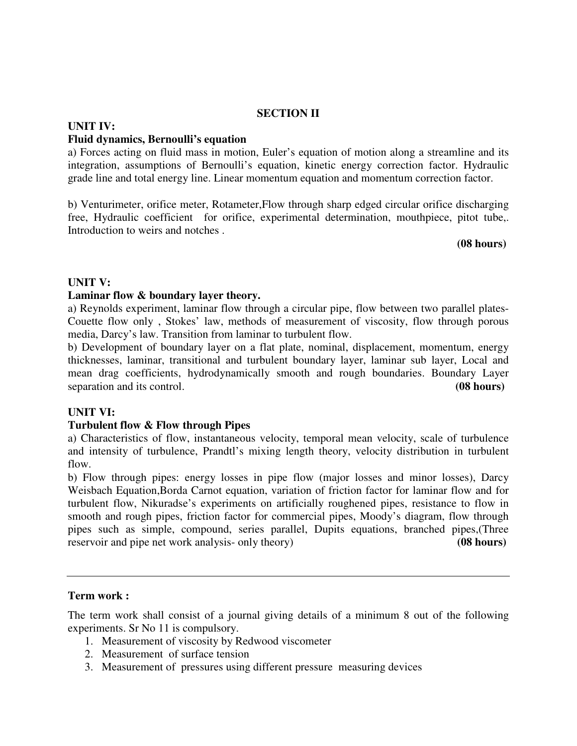## SECTION II

### UNIT IV:

**Fluid dynamics, Bernoulli's equation**

a) Forces acting on fluid mass in motion, Euler's equation of motion along a streamline and its integration, assumptions of Bernoulli's equation, kinetic energy correction factor. Hydraulic grade line and total energy line. Linear momentum equation and momentum correction factor.

b) Venturimeter, orifice meter, Rotameter,Flow through sharp edged circular orifice discharging free, Hydraulic coefficient for orifice, experimental determination, mouthpiece, pitot tube,. Introduction to weirs and notches .

**(08 hours)**

### UNIT V:

**Laminar flow & boundary layer theory.**

a) Reynolds experiment, laminar flow through a circular pipe, flow between two parallel plates- Couette flow only , Stokes' law, methods of measurement of viscosity, flow through porous media, Darcy's law. Transition from laminar to turbulent flow.

b) Development of boundary layer on a flat plate, nominal, displacement, momentum, energy thicknesses, laminar, transitional and turbulent boundary layer, laminar sub layer, Local and mean drag coefficients, hydrodynamically smooth and rough boundaries. Boundary Layer separation and its control. **(08 hours)**

### UNIT VI:

**Turbulent flow & Flow through Pipes**

a) Characteristics of flow, instantaneous velocity, temporal mean velocity, scale of turbulence and intensity of turbulence, Prandtl's mixing length theory, velocity distribution in turbulent flow.

b) Flow through pipes: energy losses in pipe flow (major losses and minor losses), Darcy Weisbach Equation,Borda Carnot equation, variation of friction factor for laminar flow and for turbulent flow, Nikuradse's experiments on artificially roughened pipes, resistance to flow in smooth and rough pipes, friction factor for commercial pipes, Moody's diagram, flow through pipes such as simple, compound, series parallel, Dupits equations, branched pipes,(Three reservoir and pipe net work analysis- only theory) **(08 hours)**

---

**Term work :**

The term work shall consist of a journal giving details of a minimum 8 out of the following experiments. Sr No 11 is compulsory.

1. Measurement of viscosity by Redwood viscometer
2. Measurement of surface tension
3. Measurement of pressures using different pressure measuring devices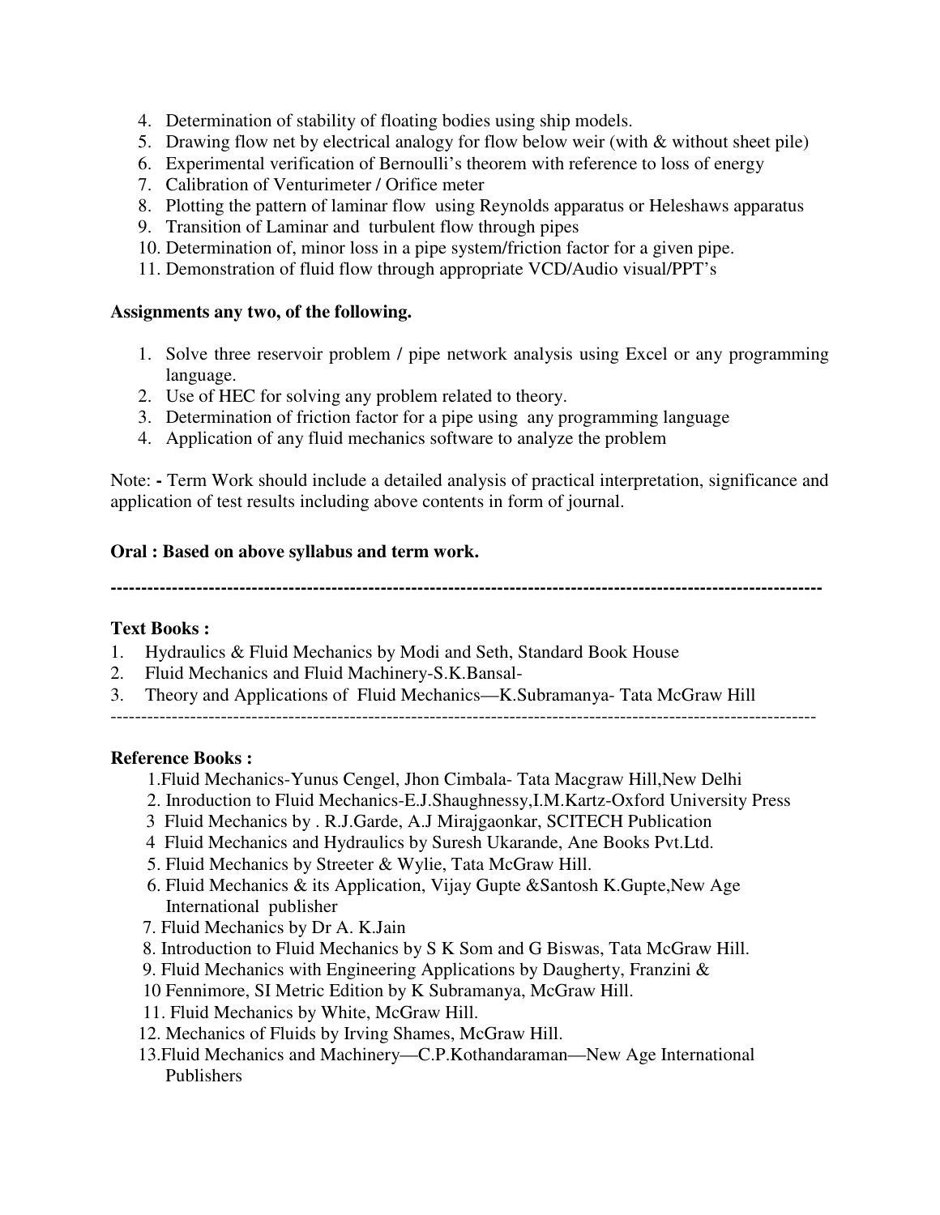4. Determination of stability of floating bodies using ship models.
5. Drawing flow net by electrical analogy for flow below weir (with & without sheet pile)
6. Experimental verification of Bernoulli's theorem with reference to loss of energy
7. Calibration of Venturimeter / Orifice meter
8. Plotting the pattern of laminar flow using Reynolds apparatus or Heleshaws apparatus
9. Transition of Laminar and turbulent flow through pipes
10. Determination of, minor loss in a pipe system/friction factor for a given pipe.
11. Demonstration of fluid flow through appropriate VCD/Audio visual/PPT's

**Assignments any two, of the following.**

1. Solve three reservoir problem / pipe network analysis using Excel or any programming language.
2. Use of HEC for solving any problem related to theory.
3. Determination of friction factor for a pipe using any programming language
4. Application of any fluid mechanics software to analyze the problem

Note: **-** Term Work should include a detailed analysis of practical interpretation, significance and application of test results including above contents in form of journal.

**Oral : Based on above syllabus and term work.**

---

**Text Books :**

1. Hydraulics & Fluid Mechanics by Modi and Seth, Standard Book House
2. Fluid Mechanics and Fluid Machinery-S.K.Bansal-
3. Theory and Applications of Fluid Mechanics—K.Subramanya- Tata McGraw Hill

---

**Reference Books :**

1. Fluid Mechanics-Yunus Cengel, Jhon Cimbala- Tata Macgraw Hill,New Delhi
2. Inroduction to Fluid Mechanics-E.J.Shaughnessy,I.M.Kartz-Oxford University Press
3. Fluid Mechanics by . R.J.Garde, A.J Mirajgaonkar, SCITECH Publication
4. Fluid Mechanics and Hydraulics by Suresh Ukarande, Ane Books Pvt.Ltd.
5. Fluid Mechanics by Streeter & Wylie, Tata McGraw Hill.
6. Fluid Mechanics & its Application, Vijay Gupte &Santosh K.Gupte,New Age International publisher
7. Fluid Mechanics by Dr A. K.Jain
8. Introduction to Fluid Mechanics by S K Som and G Biswas, Tata McGraw Hill.
9. Fluid Mechanics with Engineering Applications by Daugherty, Franzini &
10. Fennimore, SI Metric Edition by K Subramanya, McGraw Hill.
11. Fluid Mechanics by White, McGraw Hill.
12. Mechanics of Fluids by Irving Shames, McGraw Hill.
13. Fluid Mechanics and Machinery—C.P.Kothandaraman—New Age International Publishers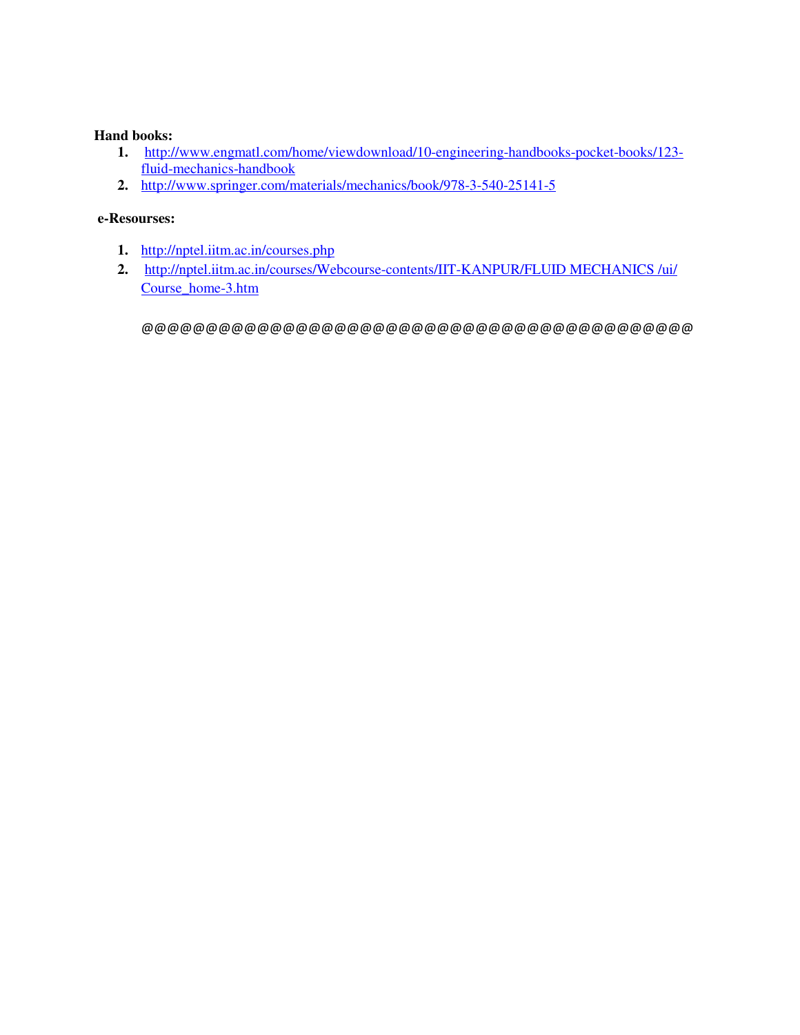**Hand books:**

1. http://www.engmatl.com/home/viewdownload/10-engineering-handbooks-pocket-books/123-fluid-mechanics-handbook
2. http://www.springer.com/materials/mechanics/book/978-3-540-25141-5

**e-Resourses:**

1. http://nptel.iitm.ac.in/courses.php
2. http://nptel.iitm.ac.in/courses/Webcourse-contents/IIT-KANPUR/FLUID MECHANICS /ui/Course_home-3.htm

@@@@@@@@@@@@@@@@@@@@@@@@@@@@@@@@@@@@@@@@@@@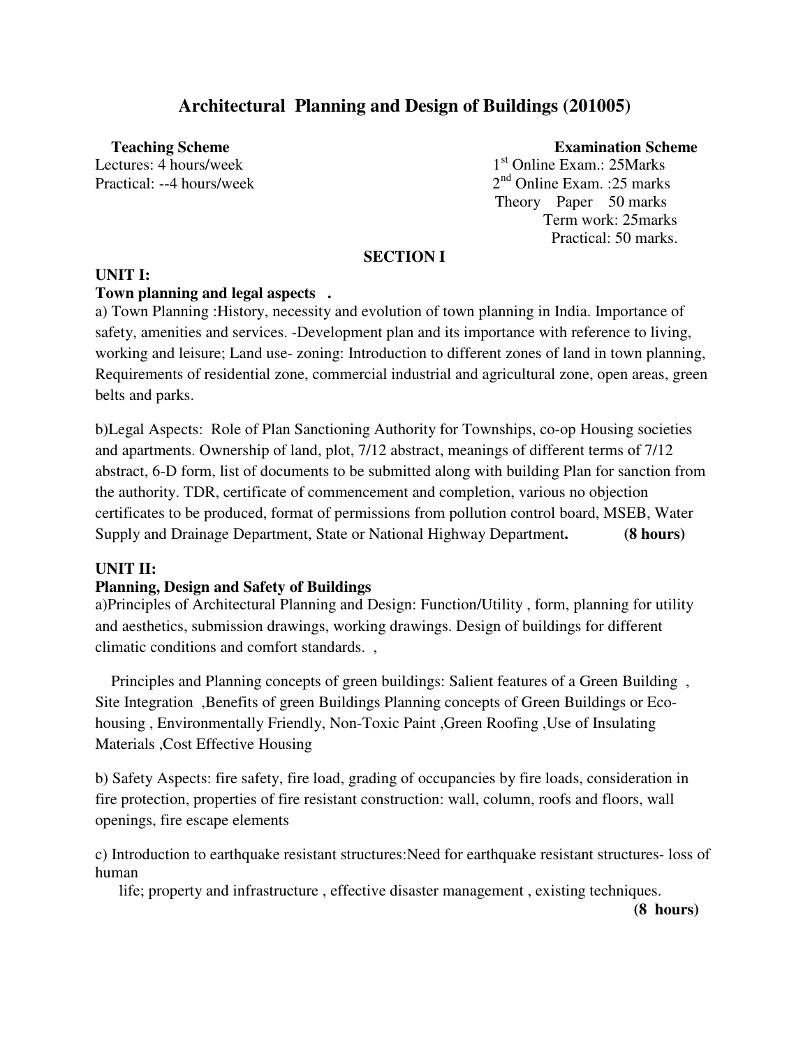# Architectural Planning and Design of Buildings (201005)

**Teaching Scheme**

Lectures: 4 hours/week

Practical: --4 hours/week

**Examination Scheme**

1st Online Exam.: 25Marks

2nd Online Exam. :25 marks

Theory Paper 50 marks

Term work: 25marks

Practical: 50 marks.

## SECTION I

### UNIT I:

**Town planning and legal aspects .**

a) Town Planning :History, necessity and evolution of town planning in India. Importance of safety, amenities and services. -Development plan and its importance with reference to living, working and leisure; Land use- zoning: Introduction to different zones of land in town planning, Requirements of residential zone, commercial industrial and agricultural zone, open areas, green belts and parks.

b)Legal Aspects: Role of Plan Sanctioning Authority for Townships, co-op Housing societies and apartments. Ownership of land, plot, 7/12 abstract, meanings of different terms of 7/12 abstract, 6-D form, list of documents to be submitted along with building Plan for sanction from the authority. TDR, certificate of commencement and completion, various no objection certificates to be produced, format of permissions from pollution control board, MSEB, Water Supply and Drainage Department, State or National Highway Department**.** **(8 hours)**

### UNIT II:

**Planning, Design and Safety of Buildings**

a)Principles of Architectural Planning and Design: Function/Utility , form, planning for utility and aesthetics, submission drawings, working drawings. Design of buildings for different climatic conditions and comfort standards. ,

Principles and Planning concepts of green buildings: Salient features of a Green Building , Site Integration ,Benefits of green Buildings Planning concepts of Green Buildings or Eco-housing , Environmentally Friendly, Non-Toxic Paint ,Green Roofing ,Use of Insulating Materials ,Cost Effective Housing

b) Safety Aspects: fire safety, fire load, grading of occupancies by fire loads, consideration in fire protection, properties of fire resistant construction: wall, column, roofs and floors, wall openings, fire escape elements

c) Introduction to earthquake resistant structures:Need for earthquake resistant structures- loss of human life; property and infrastructure , effective disaster management , existing techniques.

**(8 hours)**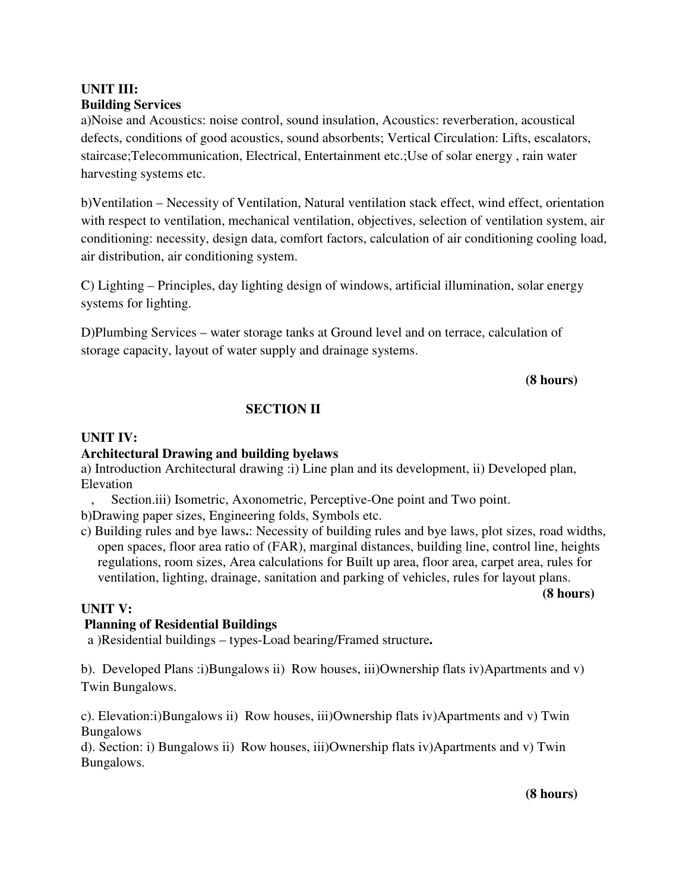**UNIT III:**
**Building Services**

a)Noise and Acoustics: noise control, sound insulation, Acoustics: reverberation, acoustical defects, conditions of good acoustics, sound absorbents; Vertical Circulation: Lifts, escalators, staircase;Telecommunication, Electrical, Entertainment etc.;Use of solar energy , rain water harvesting systems etc.

b)Ventilation – Necessity of Ventilation, Natural ventilation stack effect, wind effect, orientation with respect to ventilation, mechanical ventilation, objectives, selection of ventilation system, air conditioning: necessity, design data, comfort factors, calculation of air conditioning cooling load, air distribution, air conditioning system.

C) Lighting – Principles, day lighting design of windows, artificial illumination, solar energy systems for lighting.

D)Plumbing Services – water storage tanks at Ground level and on terrace, calculation of storage capacity, layout of water supply and drainage systems.

**(8 hours)**

## SECTION II

**UNIT IV:**
**Architectural Drawing and building byelaws**

a) Introduction Architectural drawing :i) Line plan and its development, ii) Developed plan, Elevation , Section.iii) Isometric, Axonometric, Perceptive-One point and Two point.

b)Drawing paper sizes, Engineering folds, Symbols etc.

c) Building rules and bye laws**.**: Necessity of building rules and bye laws, plot sizes, road widths, open spaces, floor area ratio of (FAR), marginal distances, building line, control line, heights regulations, room sizes, Area calculations for Built up area, floor area, carpet area, rules for ventilation, lighting, drainage, sanitation and parking of vehicles, rules for layout plans.

**(8 hours)**

**UNIT V:**
**Planning of Residential Buildings**

a )Residential buildings – types-Load bearing/Framed structure**.**

b). Developed Plans :i)Bungalows ii) Row houses, iii)Ownership flats iv)Apartments and v) Twin Bungalows.

c). Elevation:i)Bungalows ii) Row houses, iii)Ownership flats iv)Apartments and v) Twin Bungalows

d). Section: i) Bungalows ii) Row houses, iii)Ownership flats iv)Apartments and v) Twin Bungalows.

**(8 hours)**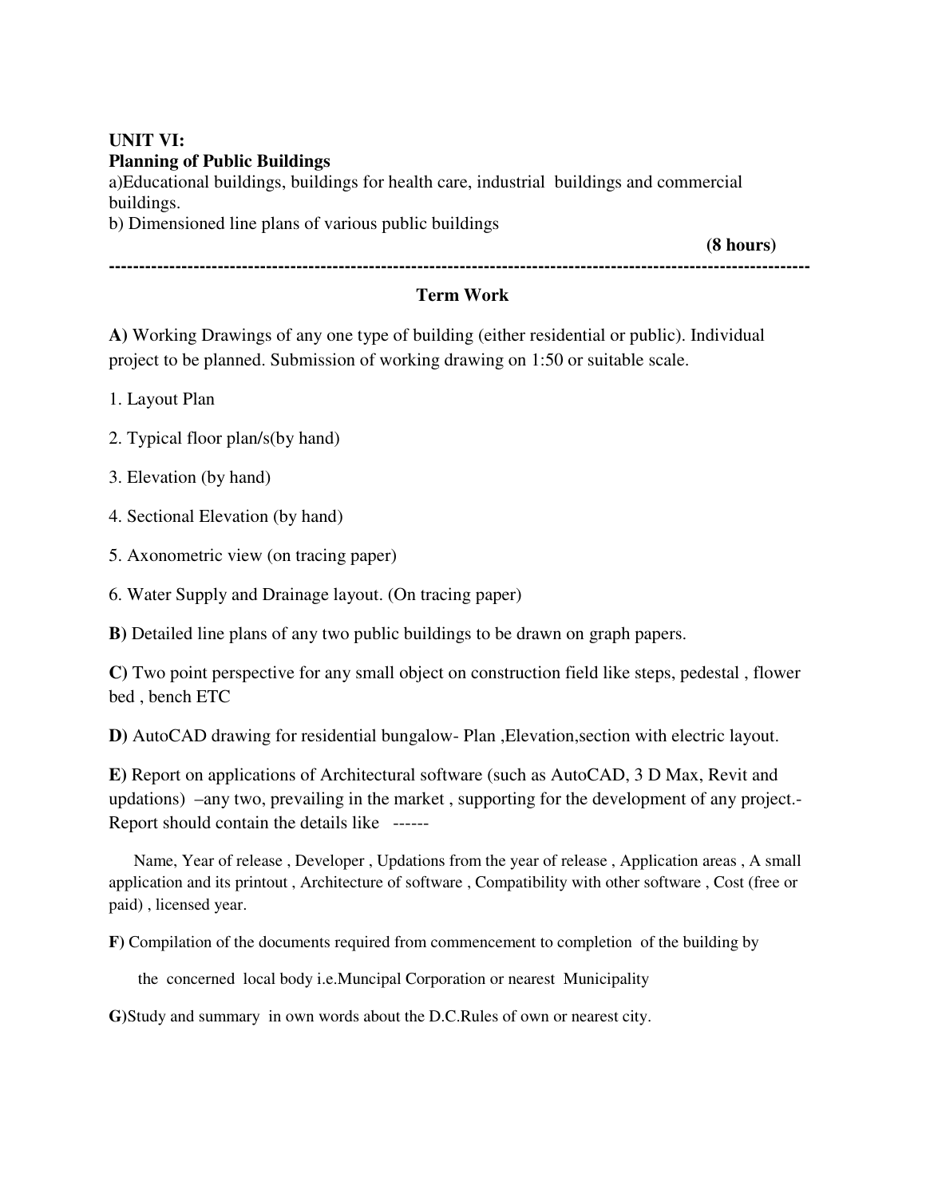**UNIT VI:**
**Planning of Public Buildings**
a)Educational buildings, buildings for health care, industrial buildings and commercial buildings.
b) Dimensioned line plans of various public buildings

**(8 hours)**

---

**Term Work**

**A)** Working Drawings of any one type of building (either residential or public). Individual project to be planned. Submission of working drawing on 1:50 or suitable scale.

1. Layout Plan

2. Typical floor plan/s(by hand)

3. Elevation (by hand)

4. Sectional Elevation (by hand)

5. Axonometric view (on tracing paper)

6. Water Supply and Drainage layout. (On tracing paper)

**B)** Detailed line plans of any two public buildings to be drawn on graph papers.

**C)** Two point perspective for any small object on construction field like steps, pedestal , flower bed , bench ETC

**D)** AutoCAD drawing for residential bungalow- Plan ,Elevation,section with electric layout.

**E)** Report on applications of Architectural software (such as AutoCAD, 3 D Max, Revit and updations) –any two, prevailing in the market , supporting for the development of any project.- Report should contain the details like ------

Name, Year of release , Developer , Updations from the year of release , Application areas , A small application and its printout , Architecture of software , Compatibility with other software , Cost (free or paid) , licensed year.

**F)** Compilation of the documents required from commencement to completion of the building by

the concerned local body i.e.Muncipal Corporation or nearest Municipality

**G)**Study and summary in own words about the D.C.Rules of own or nearest city.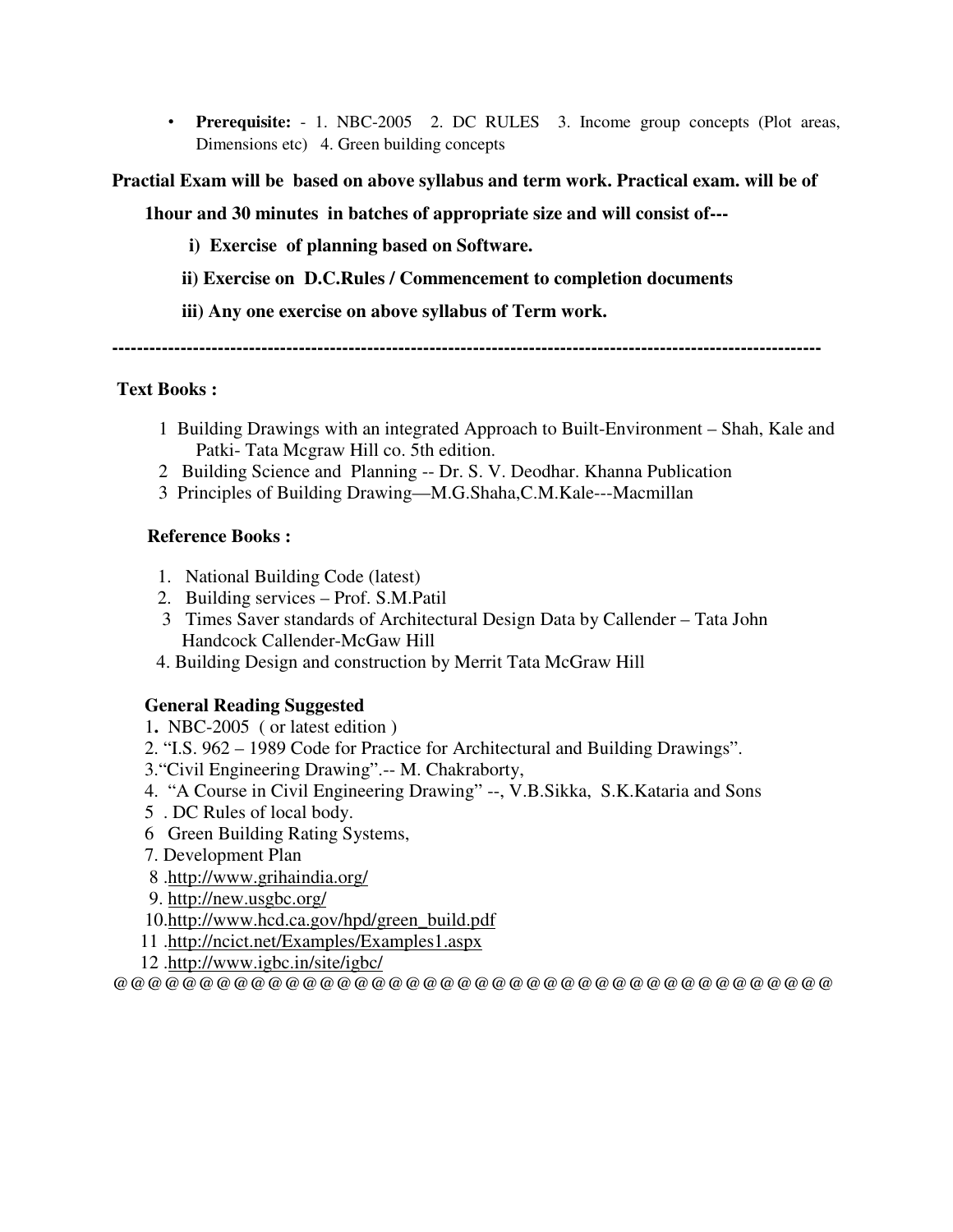- **Prerequisite:** - 1. NBC-2005 2. DC RULES 3. Income group concepts (Plot areas, Dimensions etc) 4. Green building concepts

**Practial Exam will be based on above syllabus and term work. Practical exam. will be of 1hour and 30 minutes in batches of appropriate size and will consist of---**

**i) Exercise of planning based on Software.**

**ii) Exercise on D.C.Rules / Commencement to completion documents**

**iii) Any one exercise on above syllabus of Term work.**

---

**Text Books :**

1 Building Drawings with an integrated Approach to Built-Environment – Shah, Kale and Patki- Tata Mcgraw Hill co. 5th edition.
2 Building Science and Planning -- Dr. S. V. Deodhar. Khanna Publication
3 Principles of Building Drawing—M.G.Shaha,C.M.Kale---Macmillan

**Reference Books :**

1. National Building Code (latest)
2. Building services – Prof. S.M.Patil
3 Times Saver standards of Architectural Design Data by Callender – Tata John Handcock Callender-McGaw Hill
4. Building Design and construction by Merrit Tata McGraw Hill

**General Reading Suggested**

1**.** NBC-2005 ( or latest edition )
2. "I.S. 962 – 1989 Code for Practice for Architectural and Building Drawings".
3."Civil Engineering Drawing".-- M. Chakraborty,
4. "A Course in Civil Engineering Drawing" --, V.B.Sikka, S.K.Kataria and Sons
5 . DC Rules of local body.
6 Green Building Rating Systems,
7. Development Plan
8 .http://www.grihaindia.org/
9. http://new.usgbc.org/
10.http://www.hcd.ca.gov/hpd/green_build.pdf
11 .http://ncict.net/Examples/Examples1.aspx
12 .http://www.igbc.in/site/igbc/

@@@@@@@@@@@@@@@@@@@@@@@@@@@@@@@@@@@@@@@@@@@@@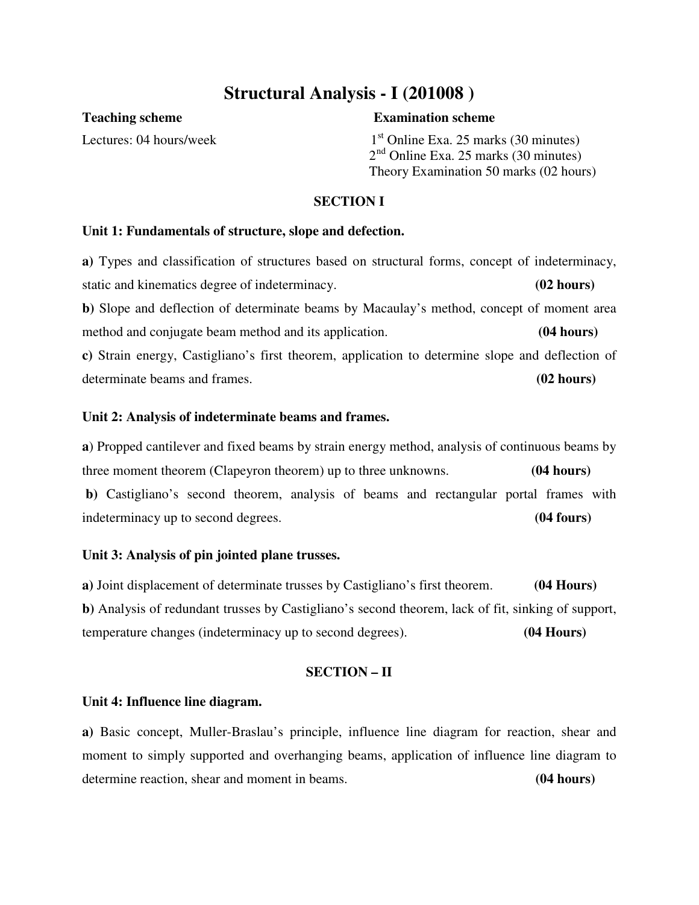# Structural Analysis - I (201008 )

**Teaching scheme**

Lectures: 04 hours/week

**Examination scheme**

1st Online Exa. 25 marks (30 minutes)
2nd Online Exa. 25 marks (30 minutes)
Theory Examination 50 marks (02 hours)

## SECTION I

### Unit 1: Fundamentals of structure, slope and defection.

**a)** Types and classification of structures based on structural forms, concept of indeterminacy, static and kinematics degree of indeterminacy. **(02 hours)**

**b)** Slope and deflection of determinate beams by Macaulay's method, concept of moment area method and conjugate beam method and its application. **(04 hours)**

**c)** Strain energy, Castigliano's first theorem, application to determine slope and deflection of determinate beams and frames. **(02 hours)**

### Unit 2: Analysis of indeterminate beams and frames.

**a**) Propped cantilever and fixed beams by strain energy method, analysis of continuous beams by three moment theorem (Clapeyron theorem) up to three unknowns. **(04 hours)**

**b)** Castigliano's second theorem, analysis of beams and rectangular portal frames with indeterminacy up to second degrees. **(04 fours)**

### Unit 3: Analysis of pin jointed plane trusses.

**a)** Joint displacement of determinate trusses by Castigliano's first theorem. **(04 Hours)**

**b)** Analysis of redundant trusses by Castigliano's second theorem, lack of fit, sinking of support, temperature changes (indeterminacy up to second degrees). **(04 Hours)**

## SECTION – II

### Unit 4: Influence line diagram.

**a)** Basic concept, Muller-Braslau's principle, influence line diagram for reaction, shear and moment to simply supported and overhanging beams, application of influence line diagram to determine reaction, shear and moment in beams. **(04 hours)**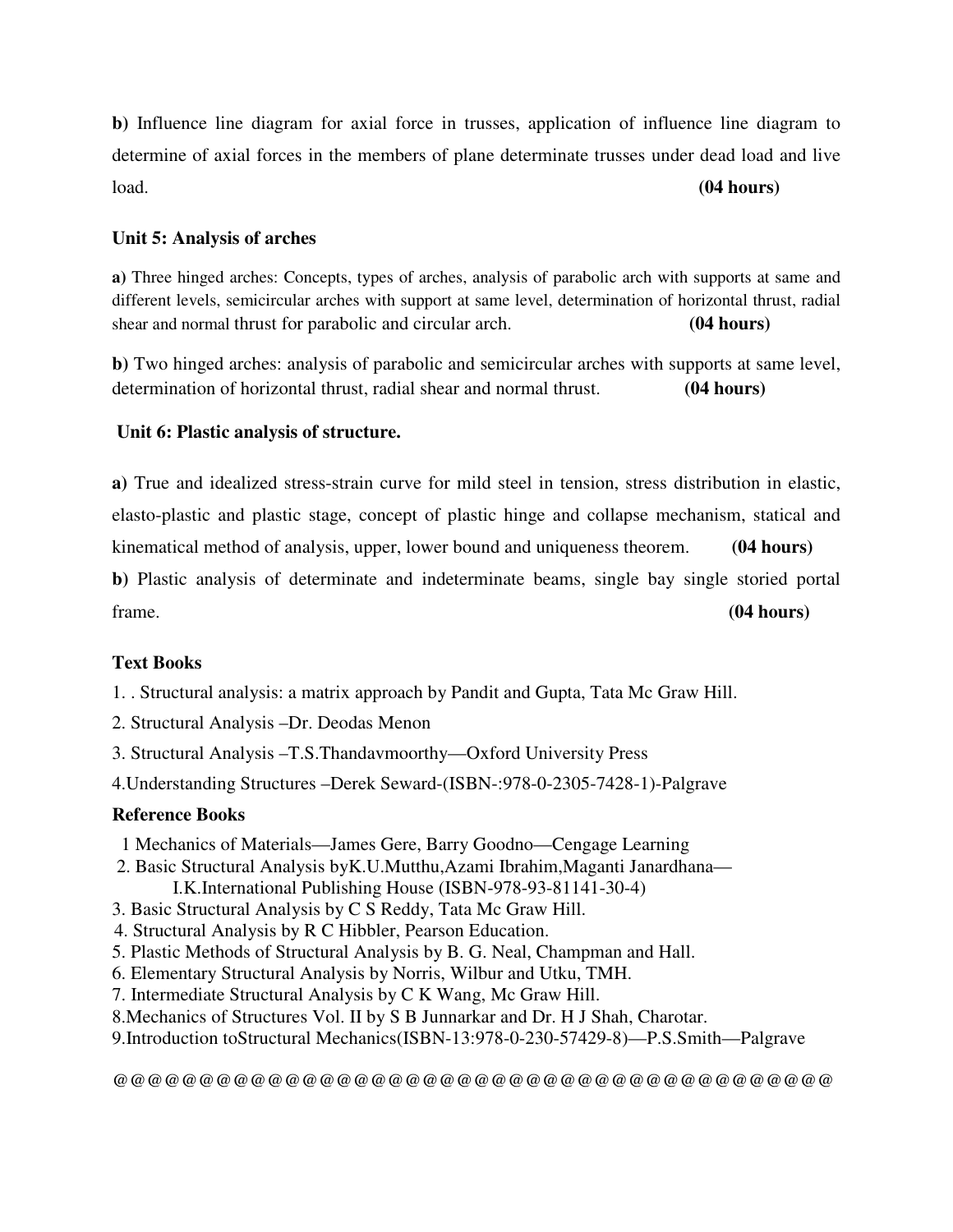**b)** Influence line diagram for axial force in trusses, application of influence line diagram to determine of axial forces in the members of plane determinate trusses under dead load and live load. **(04 hours)**

**Unit 5: Analysis of arches**

**a)** Three hinged arches: Concepts, types of arches, analysis of parabolic arch with supports at same and different levels, semicircular arches with support at same level, determination of horizontal thrust, radial shear and normal thrust for parabolic and circular arch. **(04 hours)**

**b)** Two hinged arches: analysis of parabolic and semicircular arches with supports at same level, determination of horizontal thrust, radial shear and normal thrust. **(04 hours)**

**Unit 6: Plastic analysis of structure.**

**a)** True and idealized stress-strain curve for mild steel in tension, stress distribution in elastic, elasto-plastic and plastic stage, concept of plastic hinge and collapse mechanism, statical and kinematical method of analysis, upper, lower bound and uniqueness theorem. **(04 hours)**

**b)** Plastic analysis of determinate and indeterminate beams, single bay single storied portal frame. **(04 hours)**

**Text Books**

1. . Structural analysis: a matrix approach by Pandit and Gupta, Tata Mc Graw Hill.
2. Structural Analysis –Dr. Deodas Menon
3. Structural Analysis –T.S.Thandavmoorthy—Oxford University Press
4. Understanding Structures –Derek Seward-(ISBN-:978-0-2305-7428-1)-Palgrave

**Reference Books**

1 Mechanics of Materials—James Gere, Barry Goodno—Cengage Learning
2. Basic Structural Analysis byK.U.Mutthu,Azami Ibrahim,Maganti Janardhana—I.K.International Publishing House (ISBN-978-93-81141-30-4)
3. Basic Structural Analysis by C S Reddy, Tata Mc Graw Hill.
4. Structural Analysis by R C Hibbler, Pearson Education.
5. Plastic Methods of Structural Analysis by B. G. Neal, Champman and Hall.
6. Elementary Structural Analysis by Norris, Wilbur and Utku, TMH.
7. Intermediate Structural Analysis by C K Wang, Mc Graw Hill.
8. Mechanics of Structures Vol. II by S B Junnarkar and Dr. H J Shah, Charotar.
9. Introduction toStructural Mechanics(ISBN-13:978-0-230-57429-8)—P.S.Smith—Palgrave

@@@@@@@@@@@@@@@@@@@@@@@@@@@@@@@@@@@@@@@@@@@@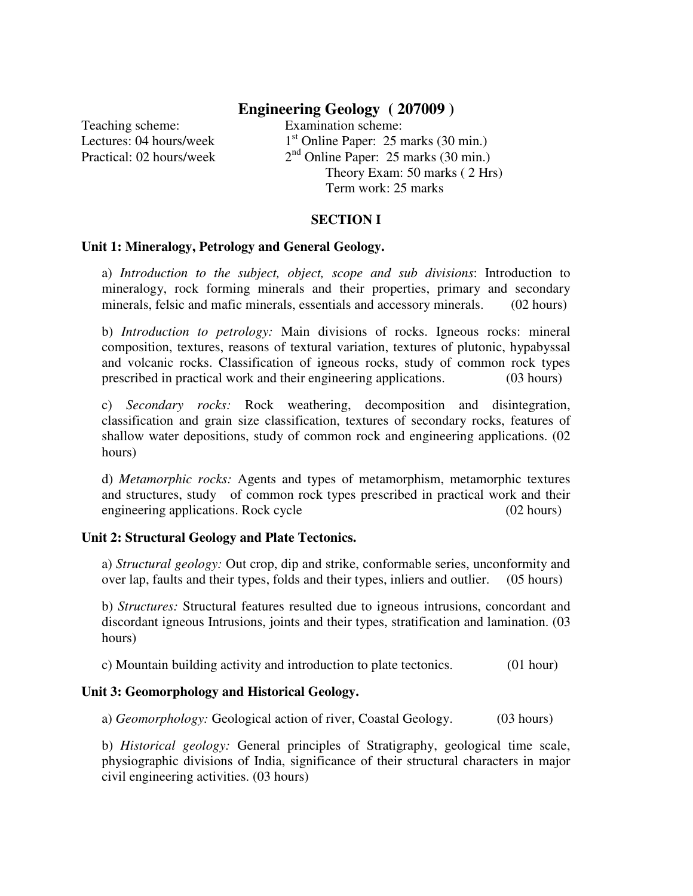# Engineering Geology ( 207009 )

| | |
|---|---|
| Teaching scheme: | Examination scheme: |
| Lectures: 04 hours/week | 1st Online Paper: 25 marks (30 min.) |
| Practical: 02 hours/week | 2nd Online Paper: 25 marks (30 min.) |
| | Theory Exam: 50 marks ( 2 Hrs) |
| | Term work: 25 marks |

## SECTION I

### Unit 1: Mineralogy, Petrology and General Geology.

a) *Introduction to the subject, object, scope and sub divisions*: Introduction to mineralogy, rock forming minerals and their properties, primary and secondary minerals, felsic and mafic minerals, essentials and accessory minerals. (02 hours)

b) *Introduction to petrology:* Main divisions of rocks. Igneous rocks: mineral composition, textures, reasons of textural variation, textures of plutonic, hypabyssal and volcanic rocks. Classification of igneous rocks, study of common rock types prescribed in practical work and their engineering applications. (03 hours)

c) *Secondary rocks:* Rock weathering, decomposition and disintegration, classification and grain size classification, textures of secondary rocks, features of shallow water depositions, study of common rock and engineering applications. (02 hours)

d) *Metamorphic rocks:* Agents and types of metamorphism, metamorphic textures and structures, study of common rock types prescribed in practical work and their engineering applications. Rock cycle (02 hours)

### Unit 2: Structural Geology and Plate Tectonics.

a) *Structural geology:* Out crop, dip and strike, conformable series, unconformity and over lap, faults and their types, folds and their types, inliers and outlier. (05 hours)

b) *Structures:* Structural features resulted due to igneous intrusions, concordant and discordant igneous Intrusions, joints and their types, stratification and lamination. (03 hours)

c) Mountain building activity and introduction to plate tectonics. (01 hour)

### Unit 3: Geomorphology and Historical Geology.

a) *Geomorphology:* Geological action of river, Coastal Geology. (03 hours)

b) *Historical geology:* General principles of Stratigraphy, geological time scale, physiographic divisions of India, significance of their structural characters in major civil engineering activities. (03 hours)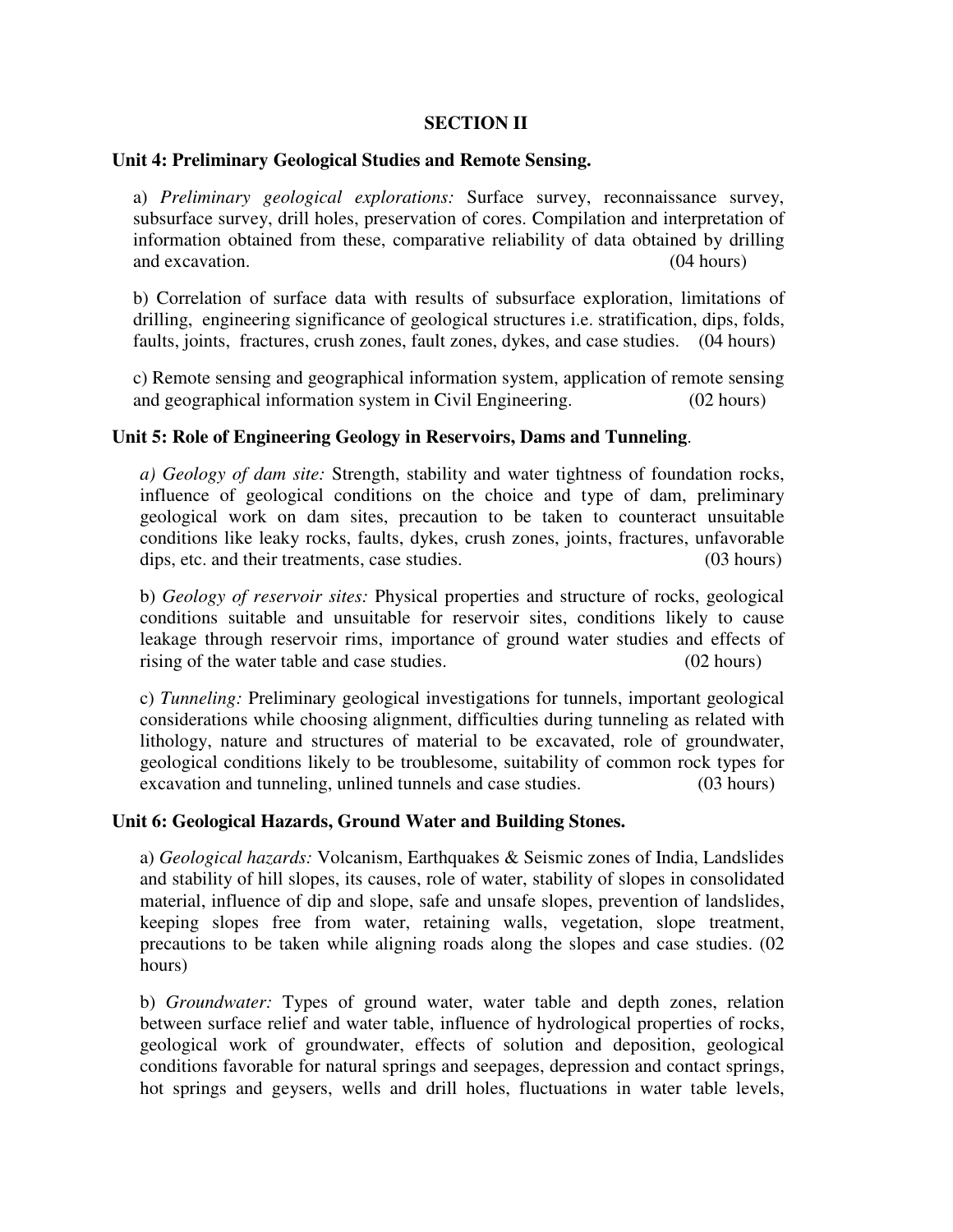## SECTION II

### Unit 4: Preliminary Geological Studies and Remote Sensing.

a) *Preliminary geological explorations:* Surface survey, reconnaissance survey, subsurface survey, drill holes, preservation of cores. Compilation and interpretation of information obtained from these, comparative reliability of data obtained by drilling and excavation. (04 hours)

b) Correlation of surface data with results of subsurface exploration, limitations of drilling, engineering significance of geological structures i.e. stratification, dips, folds, faults, joints, fractures, crush zones, fault zones, dykes, and case studies. (04 hours)

c) Remote sensing and geographical information system, application of remote sensing and geographical information system in Civil Engineering. (02 hours)

### Unit 5: Role of Engineering Geology in Reservoirs, Dams and Tunneling.

*a) Geology of dam site:* Strength, stability and water tightness of foundation rocks, influence of geological conditions on the choice and type of dam, preliminary geological work on dam sites, precaution to be taken to counteract unsuitable conditions like leaky rocks, faults, dykes, crush zones, joints, fractures, unfavorable dips, etc. and their treatments, case studies. (03 hours)

b) *Geology of reservoir sites:* Physical properties and structure of rocks, geological conditions suitable and unsuitable for reservoir sites, conditions likely to cause leakage through reservoir rims, importance of ground water studies and effects of rising of the water table and case studies. (02 hours)

c) *Tunneling:* Preliminary geological investigations for tunnels, important geological considerations while choosing alignment, difficulties during tunneling as related with lithology, nature and structures of material to be excavated, role of groundwater, geological conditions likely to be troublesome, suitability of common rock types for excavation and tunneling, unlined tunnels and case studies. (03 hours)

### Unit 6: Geological Hazards, Ground Water and Building Stones.

a) *Geological hazards:* Volcanism, Earthquakes & Seismic zones of India, Landslides and stability of hill slopes, its causes, role of water, stability of slopes in consolidated material, influence of dip and slope, safe and unsafe slopes, prevention of landslides, keeping slopes free from water, retaining walls, vegetation, slope treatment, precautions to be taken while aligning roads along the slopes and case studies. (02 hours)

b) *Groundwater:* Types of ground water, water table and depth zones, relation between surface relief and water table, influence of hydrological properties of rocks, geological work of groundwater, effects of solution and deposition, geological conditions favorable for natural springs and seepages, depression and contact springs, hot springs and geysers, wells and drill holes, fluctuations in water table levels,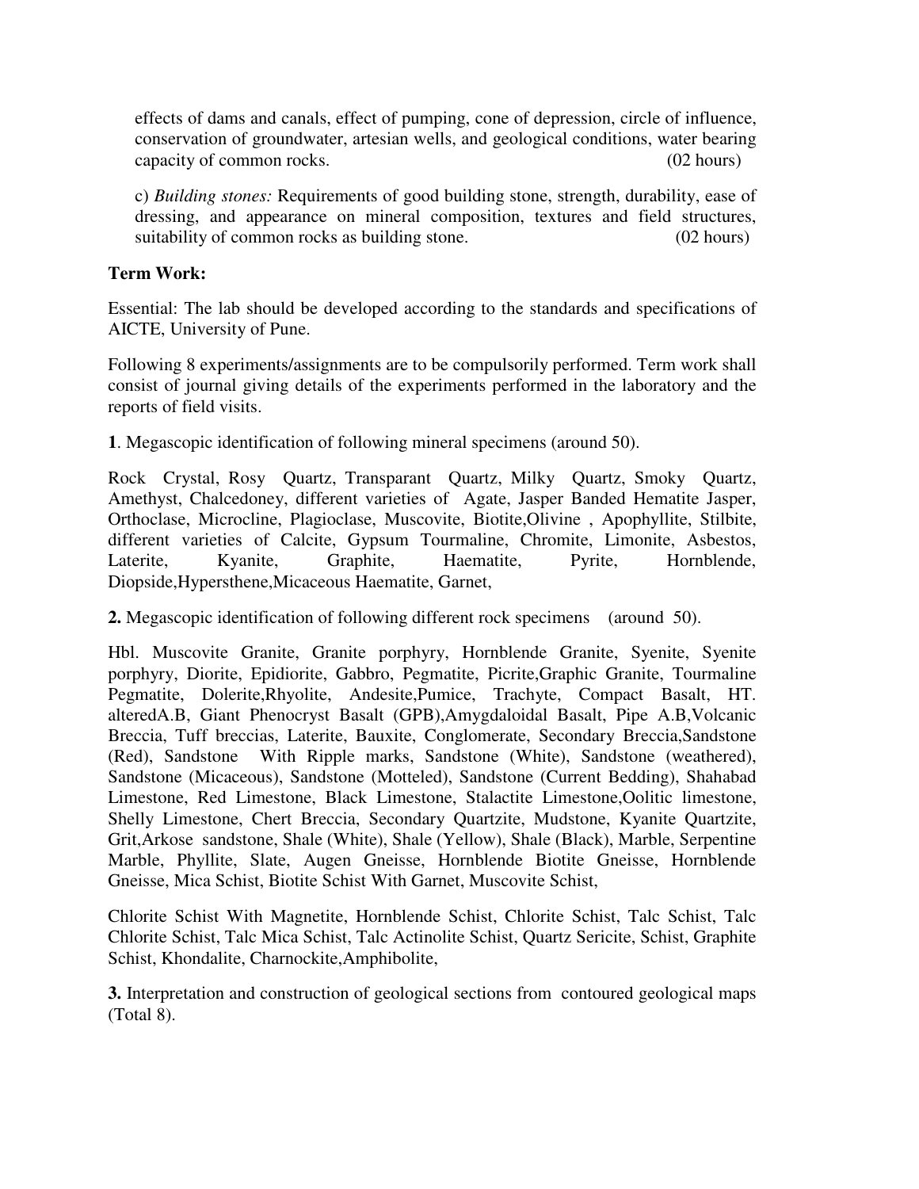effects of dams and canals, effect of pumping, cone of depression, circle of influence, conservation of groundwater, artesian wells, and geological conditions, water bearing capacity of common rocks. (02 hours)

c) *Building stones:* Requirements of good building stone, strength, durability, ease of dressing, and appearance on mineral composition, textures and field structures, suitability of common rocks as building stone. (02 hours)

**Term Work:**

Essential: The lab should be developed according to the standards and specifications of AICTE, University of Pune.

Following 8 experiments/assignments are to be compulsorily performed. Term work shall consist of journal giving details of the experiments performed in the laboratory and the reports of field visits.

**1**. Megascopic identification of following mineral specimens (around 50).

Rock Crystal, Rosy Quartz, Transparant Quartz, Milky Quartz, Smoky Quartz, Amethyst, Chalcedoney, different varieties of Agate, Jasper Banded Hematite Jasper, Orthoclase, Microcline, Plagioclase, Muscovite, Biotite,Olivine , Apophyllite, Stilbite, different varieties of Calcite, Gypsum Tourmaline, Chromite, Limonite, Asbestos, Laterite, Kyanite, Graphite, Haematite, Pyrite, Hornblende, Diopside,Hypersthene,Micaceous Haematite, Garnet,

**2.** Megascopic identification of following different rock specimens (around 50).

Hbl. Muscovite Granite, Granite porphyry, Hornblende Granite, Syenite, Syenite porphyry, Diorite, Epidiorite, Gabbro, Pegmatite, Picrite,Graphic Granite, Tourmaline Pegmatite, Dolerite,Rhyolite, Andesite,Pumice, Trachyte, Compact Basalt, HT. alteredA.B, Giant Phenocryst Basalt (GPB),Amygdaloidal Basalt, Pipe A.B,Volcanic Breccia, Tuff breccias, Laterite, Bauxite, Conglomerate, Secondary Breccia,Sandstone (Red), Sandstone With Ripple marks, Sandstone (White), Sandstone (weathered), Sandstone (Micaceous), Sandstone (Motteled), Sandstone (Current Bedding), Shahabad Limestone, Red Limestone, Black Limestone, Stalactite Limestone,Oolitic limestone, Shelly Limestone, Chert Breccia, Secondary Quartzite, Mudstone, Kyanite Quartzite, Grit,Arkose sandstone, Shale (White), Shale (Yellow), Shale (Black), Marble, Serpentine Marble, Phyllite, Slate, Augen Gneisse, Hornblende Biotite Gneisse, Hornblende Gneisse, Mica Schist, Biotite Schist With Garnet, Muscovite Schist,

Chlorite Schist With Magnetite, Hornblende Schist, Chlorite Schist, Talc Schist, Talc Chlorite Schist, Talc Mica Schist, Talc Actinolite Schist, Quartz Sericite, Schist, Graphite Schist, Khondalite, Charnockite,Amphibolite,

**3.** Interpretation and construction of geological sections from contoured geological maps (Total 8).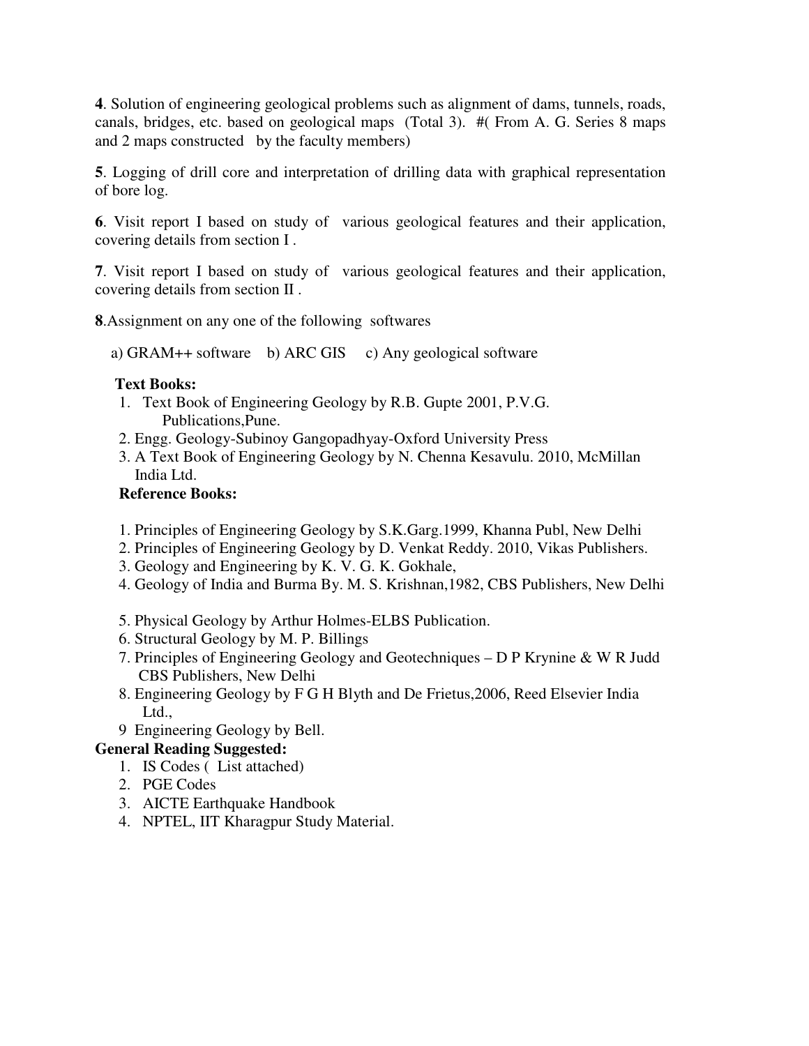**4**. Solution of engineering geological problems such as alignment of dams, tunnels, roads, canals, bridges, etc. based on geological maps (Total 3). #( From A. G. Series 8 maps and 2 maps constructed by the faculty members)

**5**. Logging of drill core and interpretation of drilling data with graphical representation of bore log.

**6**. Visit report I based on study of various geological features and their application, covering details from section I .

**7**. Visit report I based on study of various geological features and their application, covering details from section II .

**8**.Assignment on any one of the following softwares

a) GRAM++ software b) ARC GIS c) Any geological software

**Text Books:**

1. Text Book of Engineering Geology by R.B. Gupte 2001, P.V.G. Publications,Pune.
2. Engg. Geology-Subinoy Gangopadhyay-Oxford University Press
3. A Text Book of Engineering Geology by N. Chenna Kesavulu. 2010, McMillan India Ltd.

**Reference Books:**

1. Principles of Engineering Geology by S.K.Garg.1999, Khanna Publ, New Delhi
2. Principles of Engineering Geology by D. Venkat Reddy. 2010, Vikas Publishers.
3. Geology and Engineering by K. V. G. K. Gokhale,
4. Geology of India and Burma By. M. S. Krishnan,1982, CBS Publishers, New Delhi
5. Physical Geology by Arthur Holmes-ELBS Publication.
6. Structural Geology by M. P. Billings
7. Principles of Engineering Geology and Geotechniques – D P Krynine & W R Judd CBS Publishers, New Delhi
8. Engineering Geology by F G H Blyth and De Frietus,2006, Reed Elsevier India Ltd.,
9. Engineering Geology by Bell.

**General Reading Suggested:**

1. IS Codes ( List attached)
2. PGE Codes
3. AICTE Earthquake Handbook
4. NPTEL, IIT Kharagpur Study Material.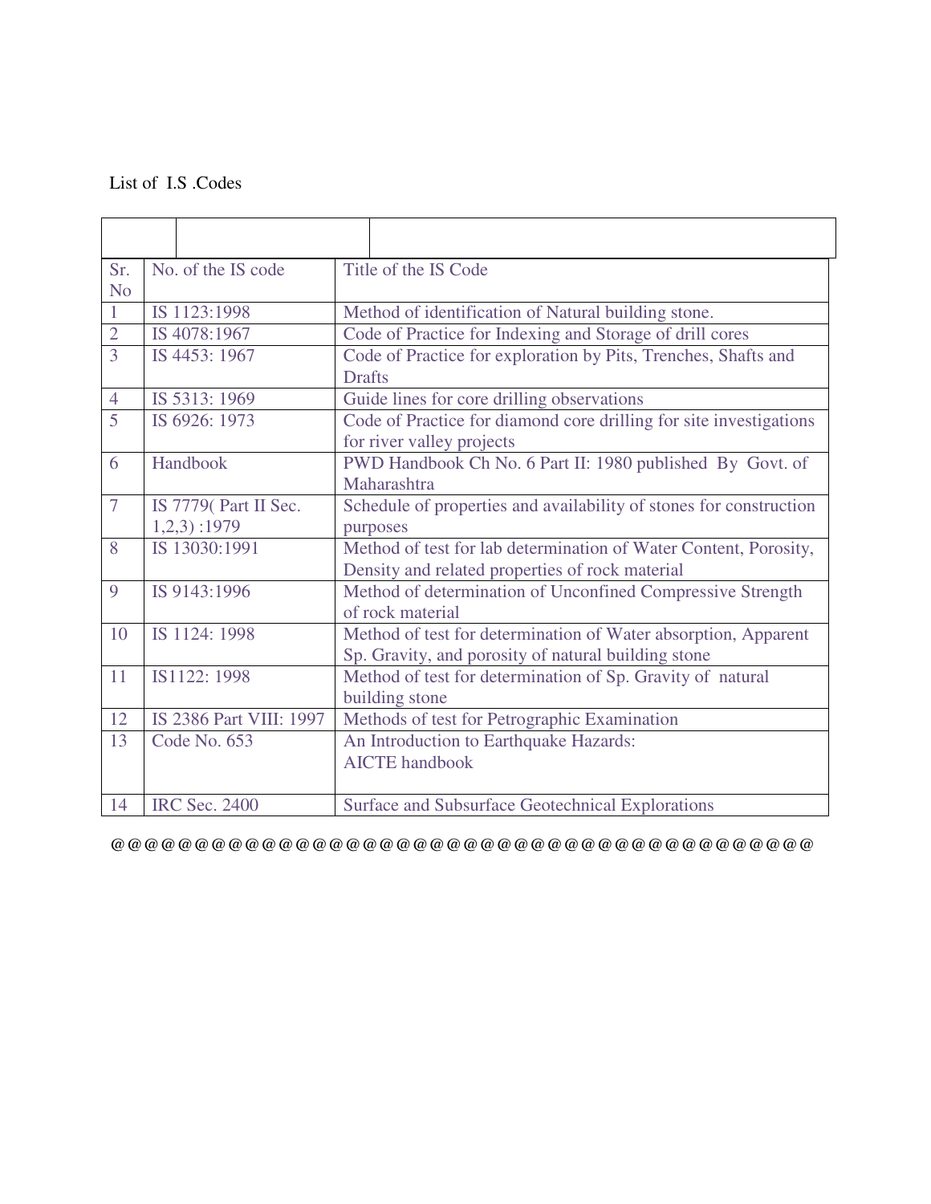List of I.S .Codes

| Sr. No | No. of the IS code | Title of the IS Code |
|---|---|---|
| 1 | IS 1123:1998 | Method of identification of Natural building stone. |
| 2 | IS 4078:1967 | Code of Practice for Indexing and Storage of drill cores |
| 3 | IS 4453: 1967 | Code of Practice for exploration by Pits, Trenches, Shafts and Drafts |
| 4 | IS 5313: 1969 | Guide lines for core drilling observations |
| 5 | IS 6926: 1973 | Code of Practice for diamond core drilling for site investigations for river valley projects |
| 6 | Handbook | PWD Handbook Ch No. 6 Part II: 1980 published By Govt. of Maharashtra |
| 7 | IS 7779( Part II Sec. 1,2,3) :1979 | Schedule of properties and availability of stones for construction purposes |
| 8 | IS 13030:1991 | Method of test for lab determination of Water Content, Porosity, Density and related properties of rock material |
| 9 | IS 9143:1996 | Method of determination of Unconfined Compressive Strength of rock material |
| 10 | IS 1124: 1998 | Method of test for determination of Water absorption, Apparent Sp. Gravity, and porosity of natural building stone |
| 11 | IS1122: 1998 | Method of test for determination of Sp. Gravity of natural building stone |
| 12 | IS 2386 Part VIII: 1997 | Methods of test for Petrographic Examination |
| 13 | Code No. 653 | An Introduction to Earthquake Hazards: AICTE handbook |
| 14 | IRC Sec. 2400 | Surface and Subsurface Geotechnical Explorations |

@@@@@@@@@@@@@@@@@@@@@@@@@@@@@@@@@@@@@@@@@@@@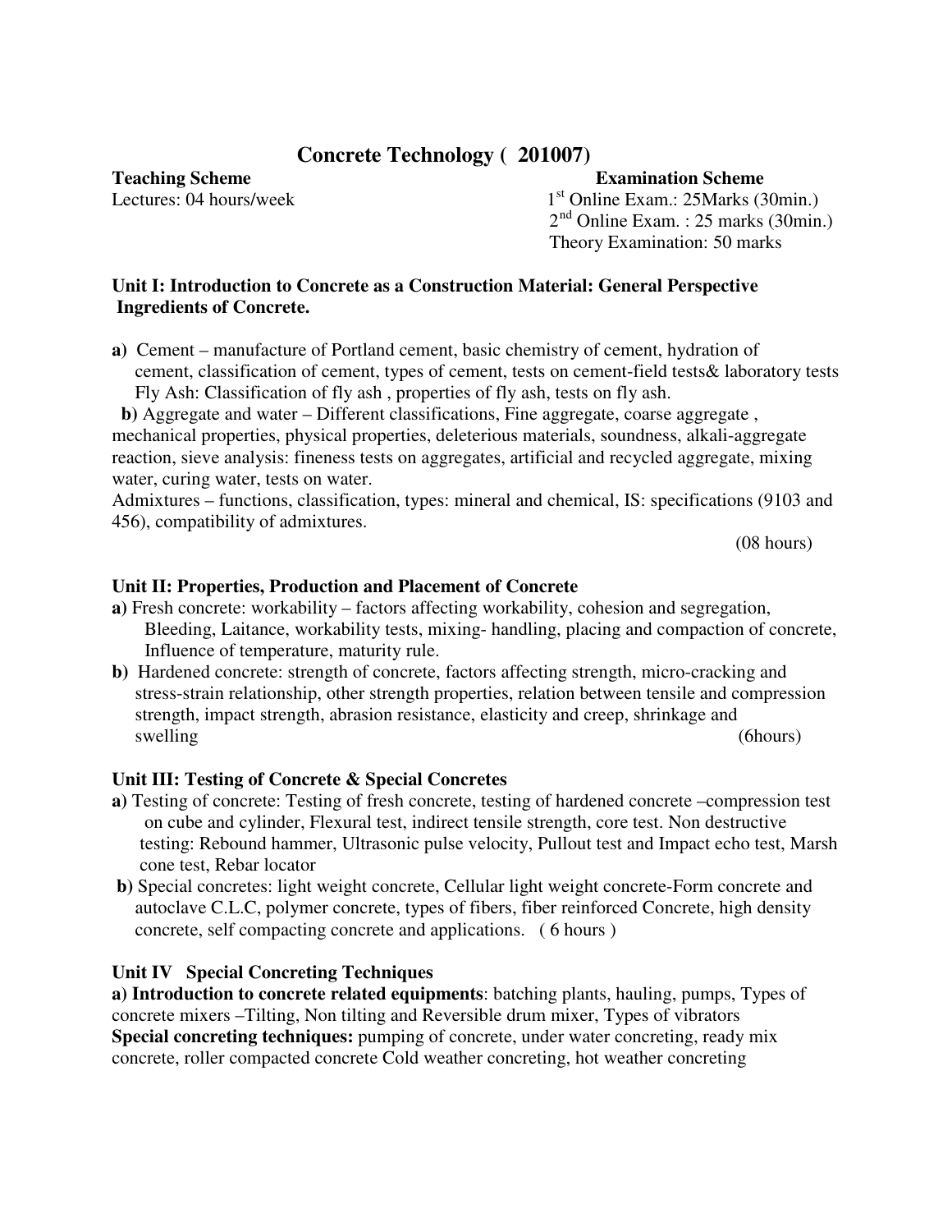# Concrete Technology ( 201007)

**Teaching Scheme**

Lectures: 04 hours/week

**Examination Scheme**

1st Online Exam.: 25Marks (30min.)

2nd Online Exam. : 25 marks (30min.)

Theory Examination: 50 marks

### Unit I: Introduction to Concrete as a Construction Material: General Perspective Ingredients of Concrete.

**a)** Cement – manufacture of Portland cement, basic chemistry of cement, hydration of cement, classification of cement, types of cement, tests on cement-field tests& laboratory tests Fly Ash: Classification of fly ash , properties of fly ash, tests on fly ash.

**b)** Aggregate and water – Different classifications, Fine aggregate, coarse aggregate , mechanical properties, physical properties, deleterious materials, soundness, alkali-aggregate reaction, sieve analysis: fineness tests on aggregates, artificial and recycled aggregate, mixing water, curing water, tests on water.

Admixtures – functions, classification, types: mineral and chemical, IS: specifications (9103 and 456), compatibility of admixtures.

(08 hours)

### Unit II: Properties, Production and Placement of Concrete

**a)** Fresh concrete: workability – factors affecting workability, cohesion and segregation, Bleeding, Laitance, workability tests, mixing- handling, placing and compaction of concrete, Influence of temperature, maturity rule.

**b)** Hardened concrete: strength of concrete, factors affecting strength, micro-cracking and stress-strain relationship, other strength properties, relation between tensile and compression strength, impact strength, abrasion resistance, elasticity and creep, shrinkage and swelling (6hours)

### Unit III: Testing of Concrete & Special Concretes

**a)** Testing of concrete: Testing of fresh concrete, testing of hardened concrete –compression test on cube and cylinder, Flexural test, indirect tensile strength, core test. Non destructive testing: Rebound hammer, Ultrasonic pulse velocity, Pullout test and Impact echo test, Marsh cone test, Rebar locator

**b)** Special concretes: light weight concrete, Cellular light weight concrete-Form concrete and autoclave C.L.C, polymer concrete, types of fibers, fiber reinforced Concrete, high density concrete, self compacting concrete and applications. ( 6 hours )

### Unit IV Special Concreting Techniques

**a) Introduction to concrete related equipments**: batching plants, hauling, pumps, Types of concrete mixers –Tilting, Non tilting and Reversible drum mixer, Types of vibrators

**Special concreting techniques:** pumping of concrete, under water concreting, ready mix concrete, roller compacted concrete Cold weather concreting, hot weather concreting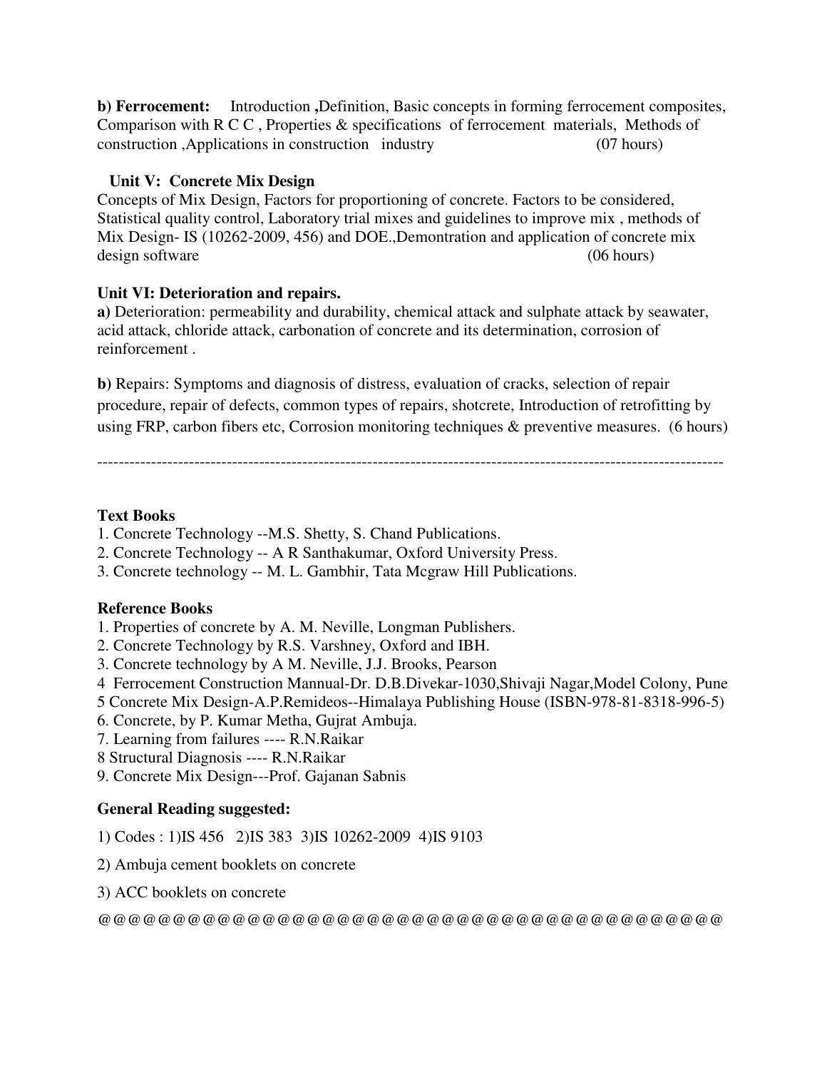**b) Ferrocement:** Introduction **,**Definition, Basic concepts in forming ferrocement composites, Comparison with R C C , Properties & specifications of ferrocement materials, Methods of construction ,Applications in construction industry (07 hours)

**Unit V: Concrete Mix Design**

Concepts of Mix Design, Factors for proportioning of concrete. Factors to be considered, Statistical quality control, Laboratory trial mixes and guidelines to improve mix , methods of Mix Design- IS (10262-2009, 456) and DOE.,Demontration and application of concrete mix design software (06 hours)

**Unit VI: Deterioration and repairs.**

**a)** Deterioration: permeability and durability, chemical attack and sulphate attack by seawater, acid attack, chloride attack, carbonation of concrete and its determination, corrosion of reinforcement .

**b)** Repairs: Symptoms and diagnosis of distress, evaluation of cracks, selection of repair procedure, repair of defects, common types of repairs, shotcrete, Introduction of retrofitting by using FRP, carbon fibers etc, Corrosion monitoring techniques & preventive measures. (6 hours)

---

**Text Books**

1. Concrete Technology --M.S. Shetty, S. Chand Publications.
2. Concrete Technology -- A R Santhakumar, Oxford University Press.
3. Concrete technology -- M. L. Gambhir, Tata Mcgraw Hill Publications.

**Reference Books**

1. Properties of concrete by A. M. Neville, Longman Publishers.
2. Concrete Technology by R.S. Varshney, Oxford and IBH.
3. Concrete technology by A M. Neville, J.J. Brooks, Pearson
4 Ferrocement Construction Mannual-Dr. D.B.Divekar-1030,Shivaji Nagar,Model Colony, Pune
5 Concrete Mix Design-A.P.Remideos--Himalaya Publishing House (ISBN-978-81-8318-996-5)
6. Concrete, by P. Kumar Metha, Gujrat Ambuja.
7. Learning from failures ---- R.N.Raikar
8 Structural Diagnosis ---- R.N.Raikar
9. Concrete Mix Design---Prof. Gajanan Sabnis

**General Reading suggested:**

1) Codes : 1)IS 456 2)IS 383 3)IS 10262-2009 4)IS 9103

2) Ambuja cement booklets on concrete

3) ACC booklets on concrete

@@@@@@@@@@@@@@@@@@@@@@@@@@@@@@@@@@@@@@@@@@@@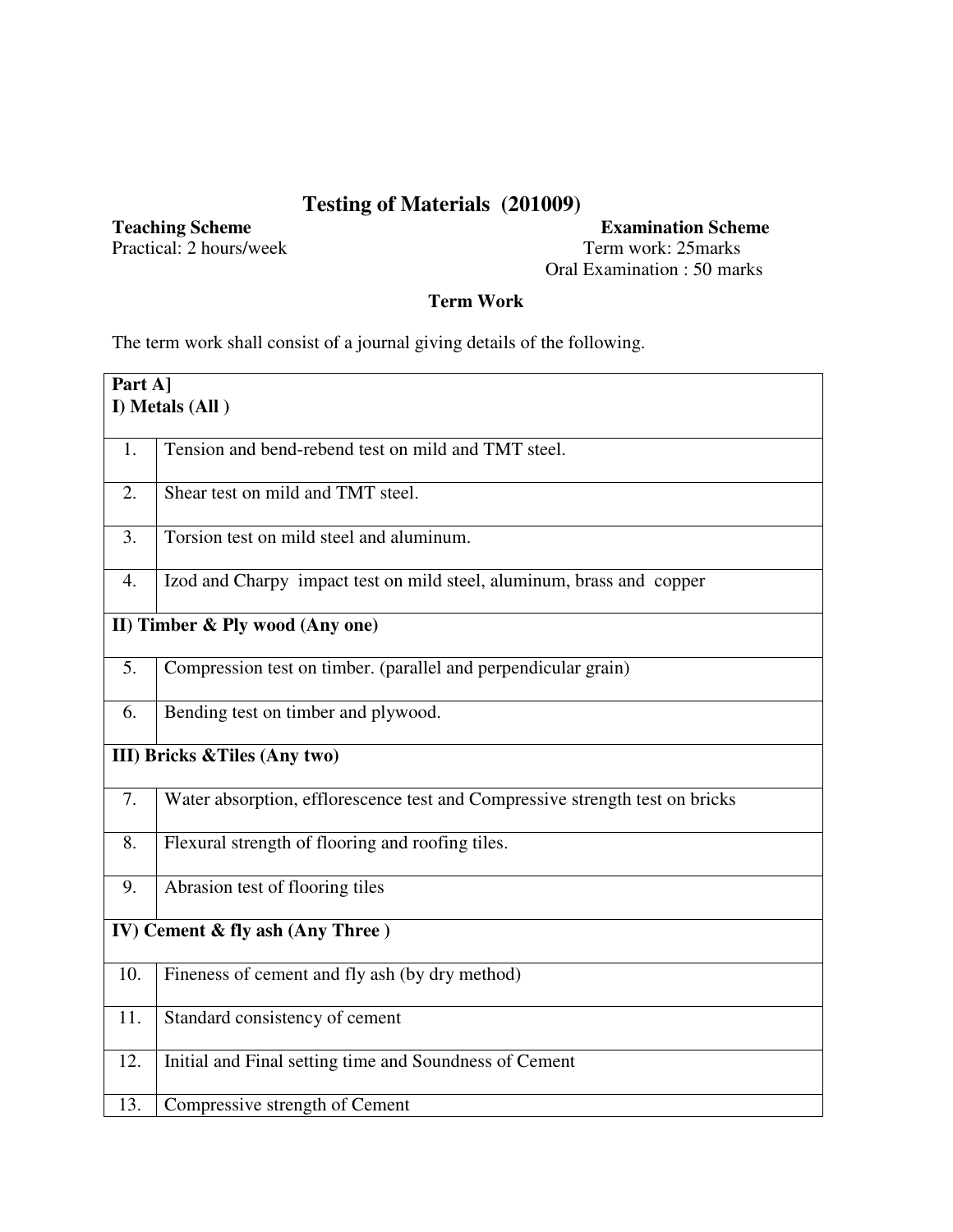# Testing of Materials (201009)

**Teaching Scheme**

Practical: 2 hours/week

**Examination Scheme**

Term work: 25marks

Oral Examination : 50 marks

**Term Work**

The term work shall consist of a journal giving details of the following.

| | |
|---|---|
| **Part A]**<br>**I) Metals (All )** | |
| 1. | Tension and bend-rebend test on mild and TMT steel. |
| 2. | Shear test on mild and TMT steel. |
| 3. | Torsion test on mild steel and aluminum. |
| 4. | Izod and Charpy impact test on mild steel, aluminum, brass and copper |
| **II) Timber & Ply wood (Any one)** | |
| 5. | Compression test on timber. (parallel and perpendicular grain) |
| 6. | Bending test on timber and plywood. |
| **III) Bricks &Tiles (Any two)** | |
| 7. | Water absorption, efflorescence test and Compressive strength test on bricks |
| 8. | Flexural strength of flooring and roofing tiles. |
| 9. | Abrasion test of flooring tiles |
| **IV) Cement & fly ash (Any Three )** | |
| 10. | Fineness of cement and fly ash (by dry method) |
| 11. | Standard consistency of cement |
| 12. | Initial and Final setting time and Soundness of Cement |
| 13. | Compressive strength of Cement |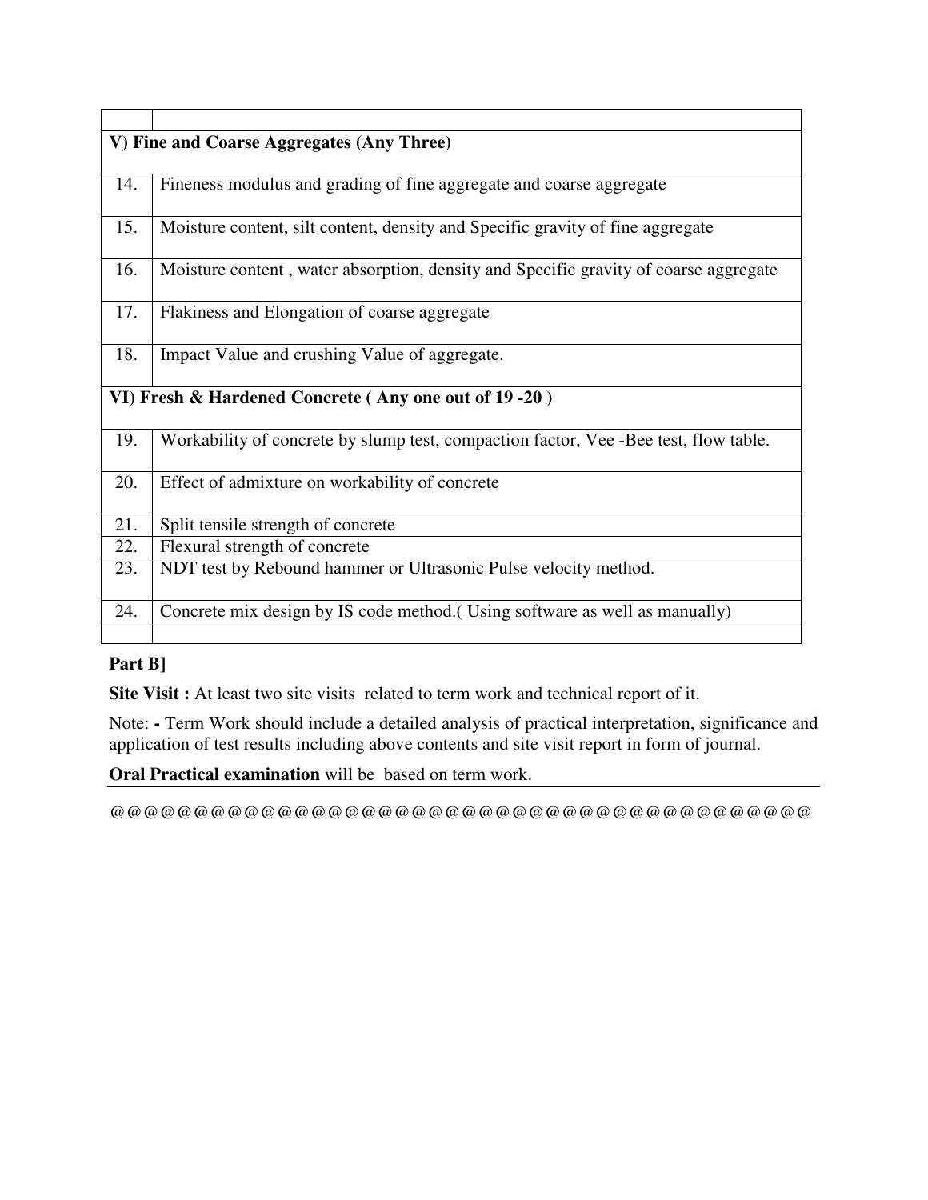| | |
|---|---|
| | |
| **V) Fine and Coarse Aggregates (Any Three)** | |
| 14. | Fineness modulus and grading of fine aggregate and coarse aggregate |
| 15. | Moisture content, silt content, density and Specific gravity of fine aggregate |
| 16. | Moisture content , water absorption, density and Specific gravity of coarse aggregate |
| 17. | Flakiness and Elongation of coarse aggregate |
| 18. | Impact Value and crushing Value of aggregate. |
| **VI) Fresh & Hardened Concrete ( Any one out of 19 -20 )** | |
| 19. | Workability of concrete by slump test, compaction factor, Vee -Bee test, flow table. |
| 20. | Effect of admixture on workability of concrete |
| 21. | Split tensile strength of concrete |
| 22. | Flexural strength of concrete |
| 23. | NDT test by Rebound hammer or Ultrasonic Pulse velocity method. |
| 24. | Concrete mix design by IS code method.( Using software as well as manually) |
| | |

**Part B]**

**Site Visit :** At least two site visits related to term work and technical report of it.

Note: **-** Term Work should include a detailed analysis of practical interpretation, significance and application of test results including above contents and site visit report in form of journal.

**Oral Practical examination** will be based on term work.

@@@@@@@@@@@@@@@@@@@@@@@@@@@@@@@@@@@@@@@@@@@